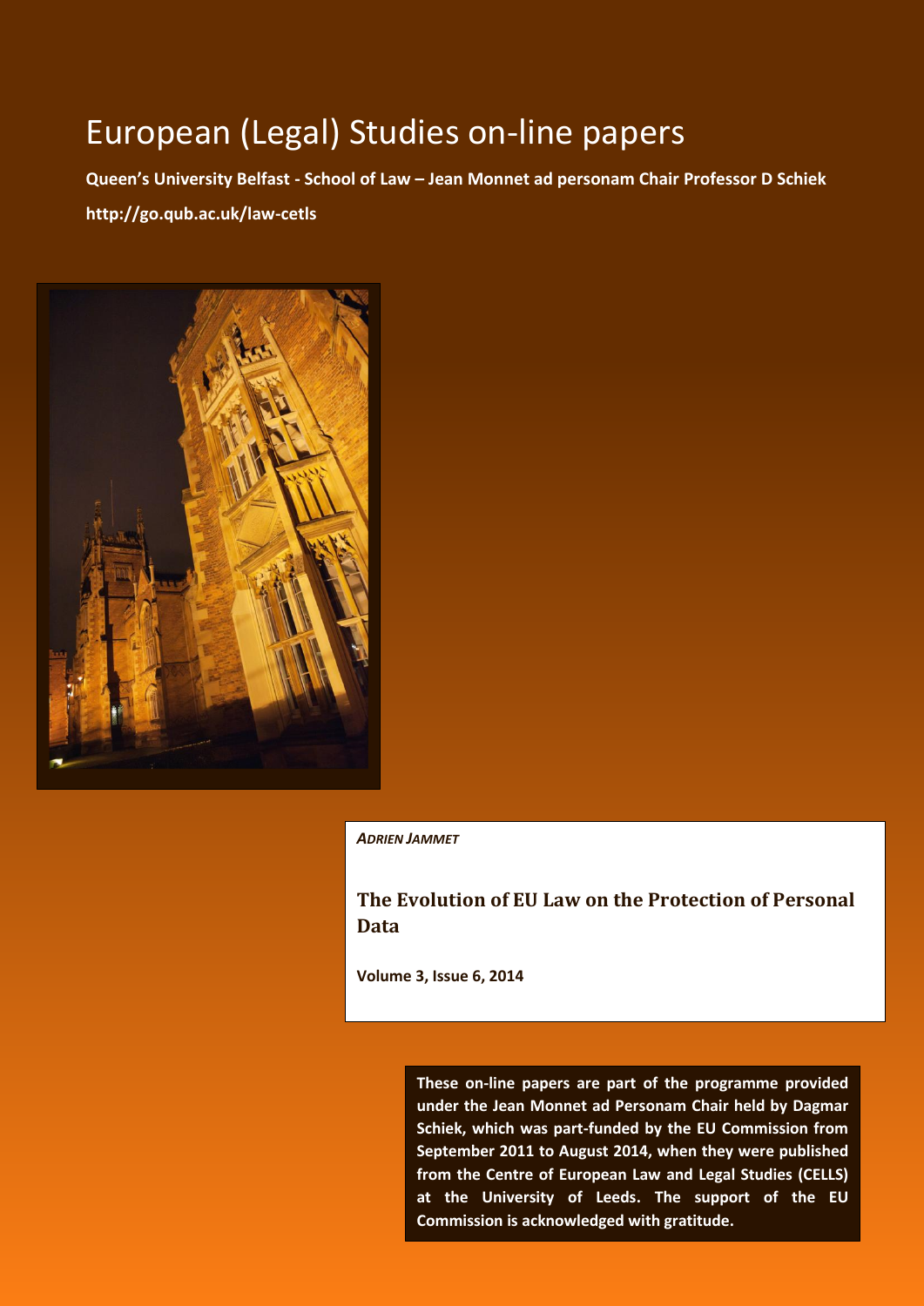# European (Legal) Studies on-line papers

**Queen's University Belfast - School of Law – Jean Monnet ad personam Chair Professor D Schiek**

**http://go.qub.ac.uk/law-cetls**

***ADRIEN JAMMET***

## The Evolution of EU Law on the Protection of Personal Data

**Volume 3, Issue 6, 2014**

**These on-line papers are part of the programme provided under the Jean Monnet ad Personam Chair held by Dagmar Schiek, which was part-funded by the EU Commission from September 2011 to August 2014, when they were published from the Centre of European Law and Legal Studies (CELLS) at the University of Leeds. The support of the EU Commission is acknowledged with gratitude.**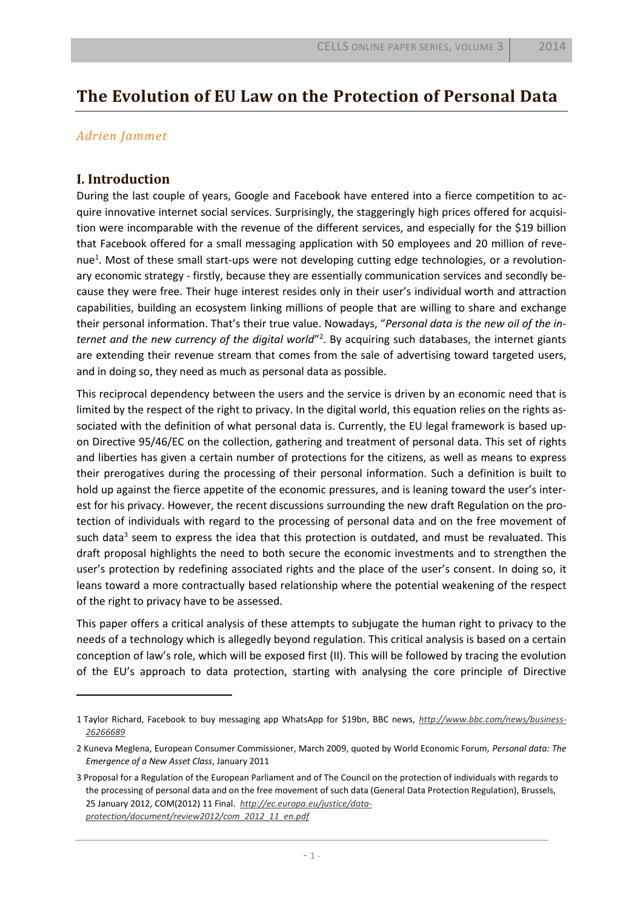# The Evolution of EU Law on the Protection of Personal Data

*Adrien Jammet*

## I. Introduction

During the last couple of years, Google and Facebook have entered into a fierce competition to acquire innovative internet social services. Surprisingly, the staggeringly high prices offered for acquisition were incomparable with the revenue of the different services, and especially for the $19 billion that Facebook offered for a small messaging application with 50 employees and 20 million of revenue[1]. Most of these small start-ups were not developing cutting edge technologies, or a revolutionary economic strategy - firstly, because they are essentially communication services and secondly because they were free. Their huge interest resides only in their user's individual worth and attraction capabilities, building an ecosystem linking millions of people that are willing to share and exchange their personal information. That's their true value. Nowadays, "*Personal data is the new oil of the internet and the new currency of the digital world*"[2]. By acquiring such databases, the internet giants are extending their revenue stream that comes from the sale of advertising toward targeted users, and in doing so, they need as much as personal data as possible.

This reciprocal dependency between the users and the service is driven by an economic need that is limited by the respect of the right to privacy. In the digital world, this equation relies on the rights associated with the definition of what personal data is. Currently, the EU legal framework is based upon Directive 95/46/EC on the collection, gathering and treatment of personal data. This set of rights and liberties has given a certain number of protections for the citizens, as well as means to express their prerogatives during the processing of their personal information. Such a definition is built to hold up against the fierce appetite of the economic pressures, and is leaning toward the user's interest for his privacy. However, the recent discussions surrounding the new draft Regulation on the protection of individuals with regard to the processing of personal data and on the free movement of such data[3] seem to express the idea that this protection is outdated, and must be revaluated. This draft proposal highlights the need to both secure the economic investments and to strengthen the user's protection by redefining associated rights and the place of the user's consent. In doing so, it leans toward a more contractually based relationship where the potential weakening of the respect of the right to privacy have to be assessed.

This paper offers a critical analysis of these attempts to subjugate the human right to privacy to the needs of a technology which is allegedly beyond regulation. This critical analysis is based on a certain conception of law's role, which will be exposed first (II). This will be followed by tracing the evolution of the EU's approach to data protection, starting with analysing the core principle of Directive

---

1 Taylor Richard, Facebook to buy messaging app WhatsApp for $19bn, BBC news, *http://www.bbc.com/news/business-26266689*

2 Kuneva Meglena, European Consumer Commissioner, March 2009, quoted by World Economic Forum, *Personal data: The Emergence of a New Asset Class*, January 2011

3 Proposal for a Regulation of the European Parliament and of The Council on the protection of individuals with regards to the processing of personal data and on the free movement of such data (General Data Protection Regulation), Brussels, 25 January 2012, COM(2012) 11 Final. *http://ec.europa.eu/justice/data-protection/document/review2012/com_2012_11_en.pdf*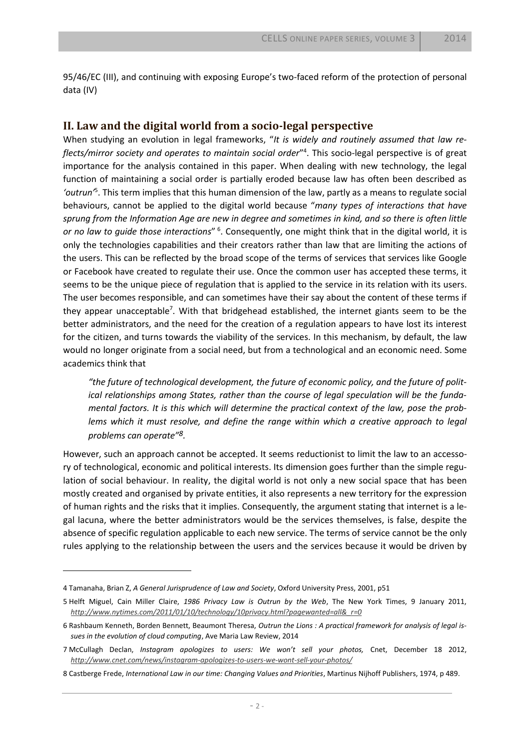95/46/EC (III), and continuing with exposing Europe's two-faced reform of the protection of personal data (IV)

## II. Law and the digital world from a socio-legal perspective

When studying an evolution in legal frameworks, "*It is widely and routinely assumed that law reflects/mirror society and operates to maintain social order*"[4]. This socio-legal perspective is of great importance for the analysis contained in this paper. When dealing with new technology, the legal function of maintaining a social order is partially eroded because law has often been described as *'outrun'*[5]. This term implies that this human dimension of the law, partly as a means to regulate social behaviours, cannot be applied to the digital world because "*many types of interactions that have sprung from the Information Age are new in degree and sometimes in kind, and so there is often little or no law to guide those interactions*" [6]. Consequently, one might think that in the digital world, it is only the technologies capabilities and their creators rather than law that are limiting the actions of the users. This can be reflected by the broad scope of the terms of services that services like Google or Facebook have created to regulate their use. Once the common user has accepted these terms, it seems to be the unique piece of regulation that is applied to the service in its relation with its users. The user becomes responsible, and can sometimes have their say about the content of these terms if they appear unacceptable[7]. With that bridgehead established, the internet giants seem to be the better administrators, and the need for the creation of a regulation appears to have lost its interest for the citizen, and turns towards the viability of the services. In this mechanism, by default, the law would no longer originate from a social need, but from a technological and an economic need. Some academics think that

> *"the future of technological development, the future of economic policy, and the future of political relationships among States, rather than the course of legal speculation will be the fundamental factors. It is this which will determine the practical context of the law, pose the problems which it must resolve, and define the range within which a creative approach to legal problems can operate"[8].*

However, such an approach cannot be accepted. It seems reductionist to limit the law to an accessory of technological, economic and political interests. Its dimension goes further than the simple regulation of social behaviour. In reality, the digital world is not only a new social space that has been mostly created and organised by private entities, it also represents a new territory for the expression of human rights and the risks that it implies. Consequently, the argument stating that internet is a legal lacuna, where the better administrators would be the services themselves, is false, despite the absence of specific regulation applicable to each new service. The terms of service cannot be the only rules applying to the relationship between the users and the services because it would be driven by

---

4 Tamanaha, Brian Z, *A General Jurisprudence of Law and Society*, Oxford University Press, 2001, p51

5 Helft Miguel, Cain Miller Claire, *1986 Privacy Law is Outrun by the Web*, The New York Times, 9 January 2011, *http://www.nytimes.com/2011/01/10/technology/10privacy.html?pagewanted=all&_r=0*

6 Rashbaum Kenneth, Borden Bennett, Beaumont Theresa, *Outrun the Lions : A practical framework for analysis of legal issues in the evolution of cloud computing*, Ave Maria Law Review, 2014

7 McCullagh Declan, *Instagram apologizes to users: We won't sell your photos,* Cnet, December 18 2012, *http://www.cnet.com/news/instagram-apologizes-to-users-we-wont-sell-your-photos/*

8 Castberge Frede, *International Law in our time: Changing Values and Priorities*, Martinus Nijhoff Publishers, 1974, p 489.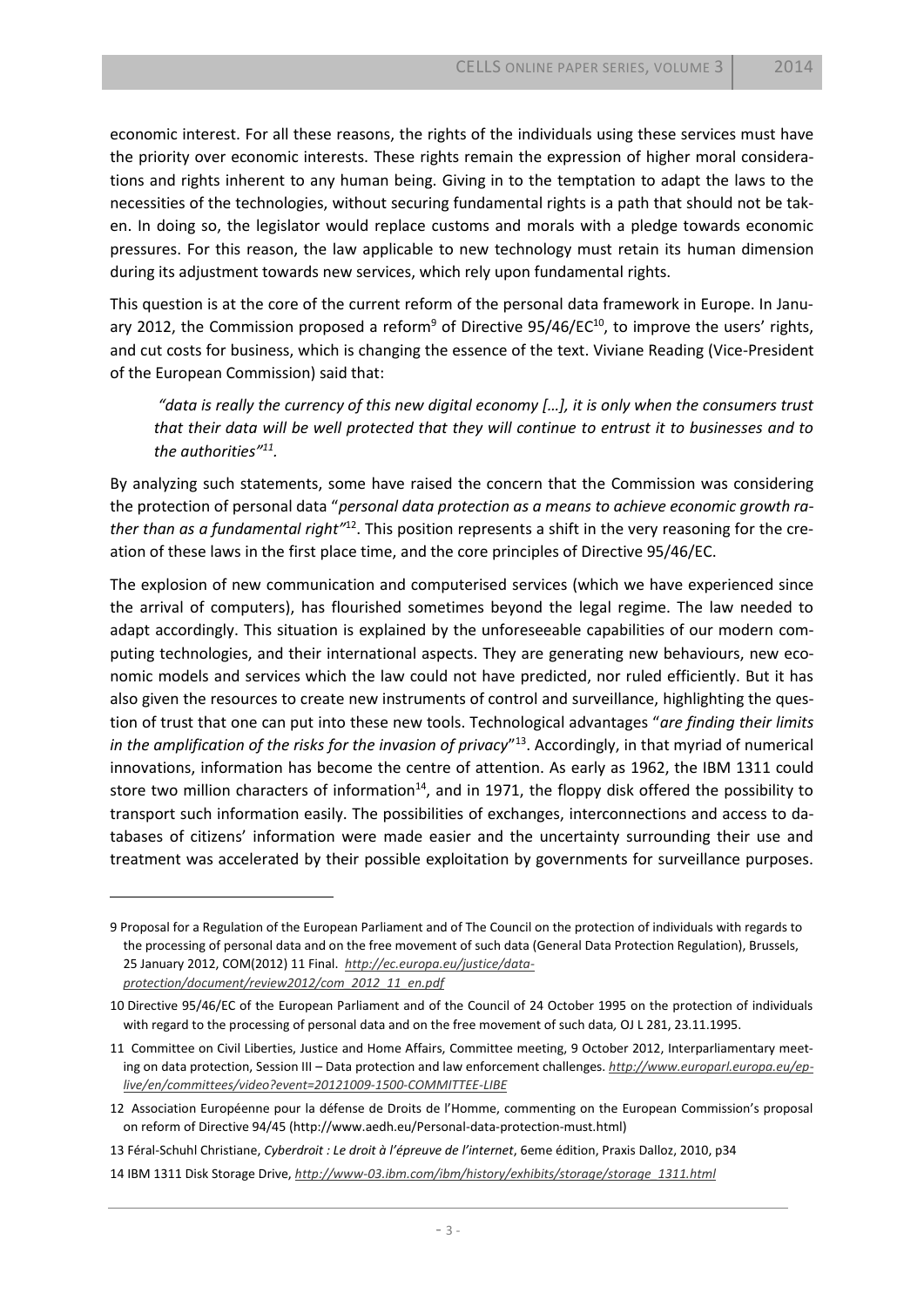economic interest. For all these reasons, the rights of the individuals using these services must have the priority over economic interests. These rights remain the expression of higher moral considerations and rights inherent to any human being. Giving in to the temptation to adapt the laws to the necessities of the technologies, without securing fundamental rights is a path that should not be taken. In doing so, the legislator would replace customs and morals with a pledge towards economic pressures. For this reason, the law applicable to new technology must retain its human dimension during its adjustment towards new services, which rely upon fundamental rights.

This question is at the core of the current reform of the personal data framework in Europe. In January 2012, the Commission proposed a reform[9] of Directive 95/46/EC[10], to improve the users' rights, and cut costs for business, which is changing the essence of the text. Viviane Reading (Vice-President of the European Commission) said that:

> *"data is really the currency of this new digital economy […], it is only when the consumers trust that their data will be well protected that they will continue to entrust it to businesses and to the authorities"*[11].

By analyzing such statements, some have raised the concern that the Commission was considering the protection of personal data "*personal data protection as a means to achieve economic growth rather than as a fundamental right"*[12]. This position represents a shift in the very reasoning for the creation of these laws in the first place time, and the core principles of Directive 95/46/EC.

The explosion of new communication and computerised services (which we have experienced since the arrival of computers), has flourished sometimes beyond the legal regime. The law needed to adapt accordingly. This situation is explained by the unforeseeable capabilities of our modern computing technologies, and their international aspects. They are generating new behaviours, new economic models and services which the law could not have predicted, nor ruled efficiently. But it has also given the resources to create new instruments of control and surveillance, highlighting the question of trust that one can put into these new tools. Technological advantages "*are finding their limits in the amplification of the risks for the invasion of privacy*"[13]. Accordingly, in that myriad of numerical innovations, information has become the centre of attention. As early as 1962, the IBM 1311 could store two million characters of information[14], and in 1971, the floppy disk offered the possibility to transport such information easily. The possibilities of exchanges, interconnections and access to databases of citizens' information were made easier and the uncertainty surrounding their use and treatment was accelerated by their possible exploitation by governments for surveillance purposes.

---

9 Proposal for a Regulation of the European Parliament and of The Council on the protection of individuals with regards to the processing of personal data and on the free movement of such data (General Data Protection Regulation), Brussels, 25 January 2012, COM(2012) 11 Final. *http://ec.europa.eu/justice/data-protection/document/review2012/com_2012_11_en.pdf*

10 Directive 95/46/EC of the European Parliament and of the Council of 24 October 1995 on the protection of individuals with regard to the processing of personal data and on the free movement of such data, OJ L 281, 23.11.1995.

11 Committee on Civil Liberties, Justice and Home Affairs, Committee meeting, 9 October 2012, Interparliamentary meeting on data protection, Session III – Data protection and law enforcement challenges. *http://www.europarl.europa.eu/ep-live/en/committees/video?event=20121009-1500-COMMITTEE-LIBE*

12 Association Européenne pour la défense de Droits de l'Homme, commenting on the European Commission's proposal on reform of Directive 94/45 (http://www.aedh.eu/Personal-data-protection-must.html)

13 Féral-Schuhl Christiane, *Cyberdroit : Le droit à l'épreuve de l'internet*, 6eme édition, Praxis Dalloz, 2010, p34

14 IBM 1311 Disk Storage Drive, *http://www-03.ibm.com/ibm/history/exhibits/storage/storage_1311.html*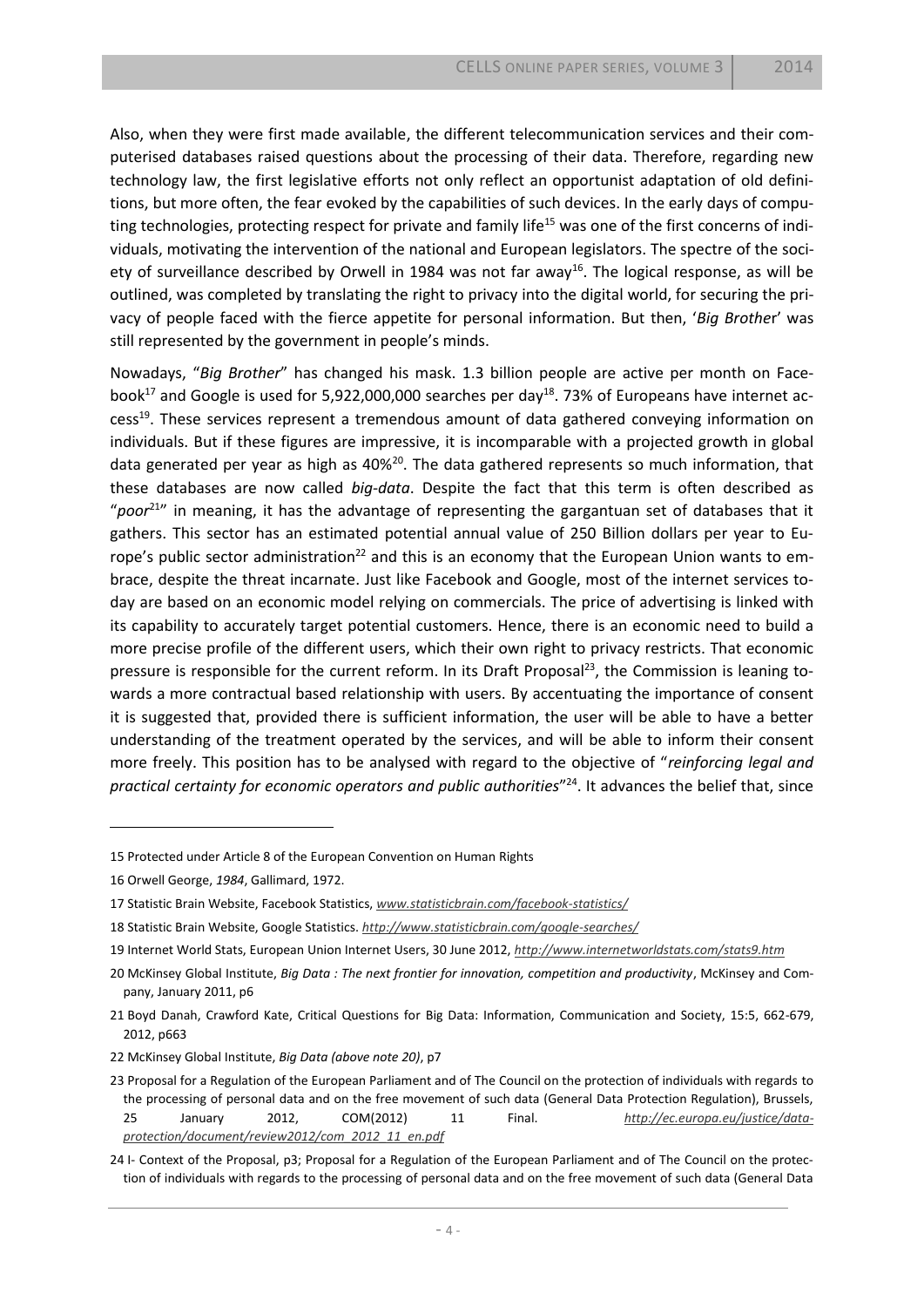Also, when they were first made available, the different telecommunication services and their computerised databases raised questions about the processing of their data. Therefore, regarding new technology law, the first legislative efforts not only reflect an opportunist adaptation of old definitions, but more often, the fear evoked by the capabilities of such devices. In the early days of computing technologies, protecting respect for private and family life[15] was one of the first concerns of individuals, motivating the intervention of the national and European legislators. The spectre of the society of surveillance described by Orwell in 1984 was not far away[16]. The logical response, as will be outlined, was completed by translating the right to privacy into the digital world, for securing the privacy of people faced with the fierce appetite for personal information. But then, '*Big Brother*' was still represented by the government in people's minds.

Nowadays, "*Big Brother*" has changed his mask. 1.3 billion people are active per month on Facebook[17] and Google is used for 5,922,000,000 searches per day[18]. 73% of Europeans have internet access[19]. These services represent a tremendous amount of data gathered conveying information on individuals. But if these figures are impressive, it is incomparable with a projected growth in global data generated per year as high as 40%[20]. The data gathered represents so much information, that these databases are now called *big-data*. Despite the fact that this term is often described as "*poor*[21]" in meaning, it has the advantage of representing the gargantuan set of databases that it gathers. This sector has an estimated potential annual value of 250 Billion dollars per year to Europe's public sector administration[22] and this is an economy that the European Union wants to embrace, despite the threat incarnate. Just like Facebook and Google, most of the internet services today are based on an economic model relying on commercials. The price of advertising is linked with its capability to accurately target potential customers. Hence, there is an economic need to build a more precise profile of the different users, which their own right to privacy restricts. That economic pressure is responsible for the current reform. In its Draft Proposal[23], the Commission is leaning towards a more contractual based relationship with users. By accentuating the importance of consent it is suggested that, provided there is sufficient information, the user will be able to have a better understanding of the treatment operated by the services, and will be able to inform their consent more freely. This position has to be analysed with regard to the objective of "*reinforcing legal and practical certainty for economic operators and public authorities*"[24]. It advances the belief that, since

---

15 Protected under Article 8 of the European Convention on Human Rights

16 Orwell George, *1984*, Gallimard, 1972.

17 Statistic Brain Website, Facebook Statistics, *www.statisticbrain.com/facebook-statistics/*

18 Statistic Brain Website, Google Statistics. *http://www.statisticbrain.com/google-searches/*

19 Internet World Stats, European Union Internet Users, 30 June 2012, *http://www.internetworldstats.com/stats9.htm*

20 McKinsey Global Institute, *Big Data : The next frontier for innovation, competition and productivity*, McKinsey and Company, January 2011, p6

21 Boyd Danah, Crawford Kate, Critical Questions for Big Data: Information, Communication and Society, 15:5, 662-679, 2012, p663

22 McKinsey Global Institute, *Big Data (above note 20)*, p7

23 Proposal for a Regulation of the European Parliament and of The Council on the protection of individuals with regards to the processing of personal data and on the free movement of such data (General Data Protection Regulation), Brussels, 25 January 2012, COM(2012) 11 Final. *http://ec.europa.eu/justice/data-protection/document/review2012/com_2012_11_en.pdf*

24 I- Context of the Proposal, p3; Proposal for a Regulation of the European Parliament and of The Council on the protection of individuals with regards to the processing of personal data and on the free movement of such data (General Data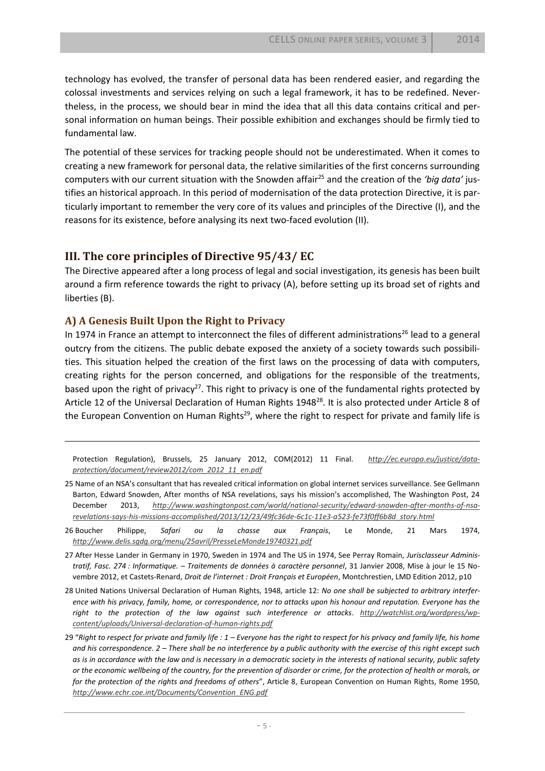technology has evolved, the transfer of personal data has been rendered easier, and regarding the colossal investments and services relying on such a legal framework, it has to be redefined. Nevertheless, in the process, we should bear in mind the idea that all this data contains critical and personal information on human beings. Their possible exhibition and exchanges should be firmly tied to fundamental law.

The potential of these services for tracking people should not be underestimated. When it comes to creating a new framework for personal data, the relative similarities of the first concerns surrounding computers with our current situation with the Snowden affair[25] and the creation of the *'big data'* justifies an historical approach. In this period of modernisation of the data protection Directive, it is particularly important to remember the very core of its values and principles of the Directive (I), and the reasons for its existence, before analysing its next two-faced evolution (II).

## III. The core principles of Directive 95/43/ EC

The Directive appeared after a long process of legal and social investigation, its genesis has been built around a firm reference towards the right to privacy (A), before setting up its broad set of rights and liberties (B).

### A) A Genesis Built Upon the Right to Privacy

In 1974 in France an attempt to interconnect the files of different administrations[26] lead to a general outcry from the citizens. The public debate exposed the anxiety of a society towards such possibilities. This situation helped the creation of the first laws on the processing of data with computers, creating rights for the person concerned, and obligations for the responsible of the treatments, based upon the right of privacy[27]. This right to privacy is one of the fundamental rights protected by Article 12 of the Universal Declaration of Human Rights 1948[28]. It is also protected under Article 8 of the European Convention on Human Rights[29], where the right to respect for private and family life is

---

Protection Regulation), Brussels, 25 January 2012, COM(2012) 11 Final. *http://ec.europa.eu/justice/data-protection/document/review2012/com_2012_11_en.pdf*

25 Name of an NSA's consultant that has revealed critical information on global internet services surveillance. See Gellmann Barton, Edward Snowden, After months of NSA revelations, says his mission's accomplished, The Washington Post, 24 December 2013, *http://www.washingtonpost.com/world/national-security/edward-snowden-after-months-of-nsa-revelations-says-his-missions-accomplished/2013/12/23/49fc36de-6c1c-11e3-a523-fe73f0ff6b8d_story.html*

26 Boucher Philippe, *Safari ou la chasse aux Français*, Le Monde, 21 Mars 1974, *http://www.delis.sgdg.org/menu/25avril/PresseLeMonde19740321.pdf*

27 After Hesse Lander in Germany in 1970, Sweden in 1974 and The US in 1974, See Perray Romain, *Jurisclasseur Administratif, Fasc. 274 : Informatique. – Traitements de données à caractère personnel*, 31 Janvier 2008, Mise à jour le 15 Novembre 2012, et Castets-Renard, *Droit de l'internet : Droit Français et Européen*, Montchrestien, LMD Edition 2012, p10

28 United Nations Universal Declaration of Human Rights, 1948, article 12: *No one shall be subjected to arbitrary interference with his privacy, family, home, or correspondence, nor to attacks upon his honour and reputation. Everyone has the right to the protection of the law against such interference or attacks*. *http://watchlist.org/wordpress/wp-content/uploads/Universal-declaration-of-human-rights.pdf*

29 "*Right to respect for private and family life : 1 – Everyone has the right to respect for his privacy and family life, his home and his correspondence. 2 – There shall be no interference by a public authority with the exercise of this right except such as is in accordance with the law and is necessary in a democratic society in the interests of national security, public safety or the economic wellbeing of the country, for the prevention of disorder or crime, for the protection of health or morals, or for the protection of the rights and freedoms of others*", Article 8, European Convention on Human Rights, Rome 1950, *http://www.echr.coe.int/Documents/Convention_ENG.pdf*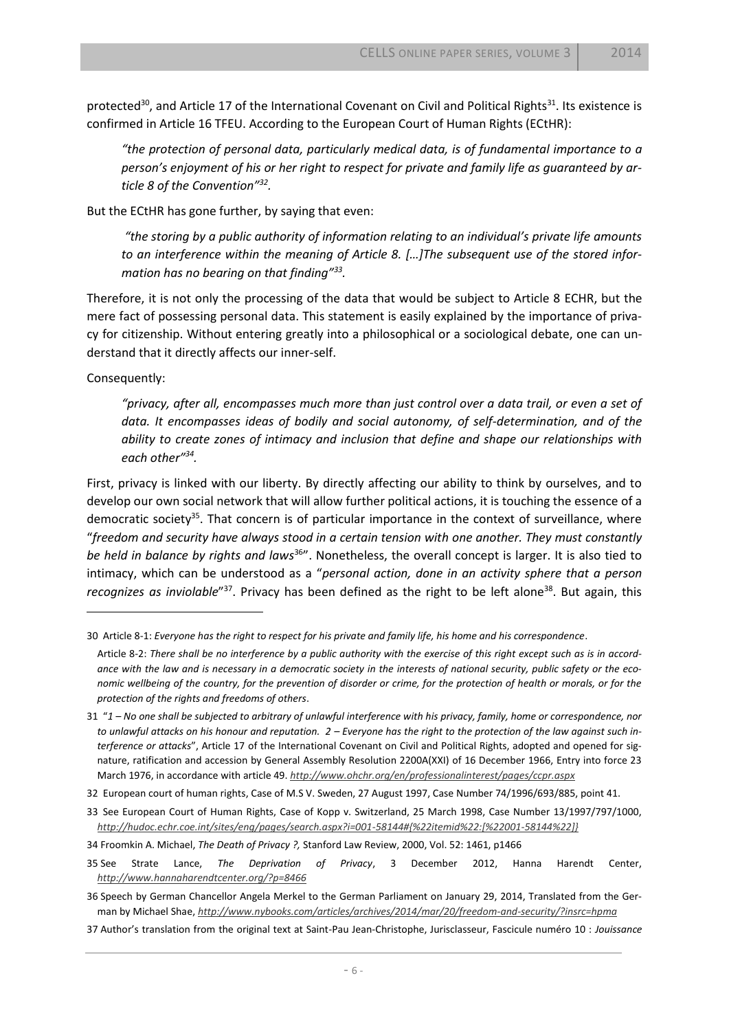protected[30], and Article 17 of the International Covenant on Civil and Political Rights[31]. Its existence is confirmed in Article 16 TFEU. According to the European Court of Human Rights (ECtHR):

> *"the protection of personal data, particularly medical data, is of fundamental importance to a person's enjoyment of his or her right to respect for private and family life as guaranteed by article 8 of the Convention"*[32].

But the ECtHR has gone further, by saying that even:

> *"the storing by a public authority of information relating to an individual's private life amounts to an interference within the meaning of Article 8. […]The subsequent use of the stored information has no bearing on that finding"*[33].

Therefore, it is not only the processing of the data that would be subject to Article 8 ECHR, but the mere fact of possessing personal data. This statement is easily explained by the importance of privacy for citizenship. Without entering greatly into a philosophical or a sociological debate, one can understand that it directly affects our inner-self.

Consequently:

> *"privacy, after all, encompasses much more than just control over a data trail, or even a set of data. It encompasses ideas of bodily and social autonomy, of self-determination, and of the ability to create zones of intimacy and inclusion that define and shape our relationships with each other"*[34].

First, privacy is linked with our liberty. By directly affecting our ability to think by ourselves, and to develop our own social network that will allow further political actions, it is touching the essence of a democratic society[35]. That concern is of particular importance in the context of surveillance, where "*freedom and security have always stood in a certain tension with one another. They must constantly be held in balance by rights and laws*[36]". Nonetheless, the overall concept is larger. It is also tied to intimacy, which can be understood as a "*personal action, done in an activity sphere that a person recognizes as inviolable*"[37]. Privacy has been defined as the right to be left alone[38]. But again, this

---

30 Article 8-1: *Everyone has the right to respect for his private and family life, his home and his correspondence*.

Article 8-2: *There shall be no interference by a public authority with the exercise of this right except such as is in accordance with the law and is necessary in a democratic society in the interests of national security, public safety or the economic wellbeing of the country, for the prevention of disorder or crime, for the protection of health or morals, or for the protection of the rights and freedoms of others*.

31 "*1 – No one shall be subjected to arbitrary of unlawful interference with his privacy, family, home or correspondence, nor to unlawful attacks on his honour and reputation. 2 – Everyone has the right to the protection of the law against such interference or attacks*", Article 17 of the International Covenant on Civil and Political Rights, adopted and opened for signature, ratification and accession by General Assembly Resolution 2200A(XXI) of 16 December 1966, Entry into force 23 March 1976, in accordance with article 49. *http://www.ohchr.org/en/professionalinterest/pages/ccpr.aspx*

32 European court of human rights, Case of M.S V. Sweden, 27 August 1997, Case Number 74/1996/693/885, point 41.

33 See European Court of Human Rights, Case of Kopp v. Switzerland, 25 March 1998, Case Number 13/1997/797/1000, *http://hudoc.echr.coe.int/sites/eng/pages/search.aspx?i=001-58144#{%22itemid%22:[%22001-58144%22]}*

34 Froomkin A. Michael, *The Death of Privacy ?,* Stanford Law Review, 2000, Vol. 52: 1461, p1466

35 See Strate Lance, *The Deprivation of Privacy*, 3 December 2012, Hanna Harendt Center, *http://www.hannaharendtcenter.org/?p=8466*

36 Speech by German Chancellor Angela Merkel to the German Parliament on January 29, 2014, Translated from the German by Michael Shae, *http://www.nybooks.com/articles/archives/2014/mar/20/freedom-and-security/?insrc=hpma*

37 Author's translation from the original text at Saint-Pau Jean-Christophe, Jurisclasseur, Fascicule numéro 10 : *Jouissance*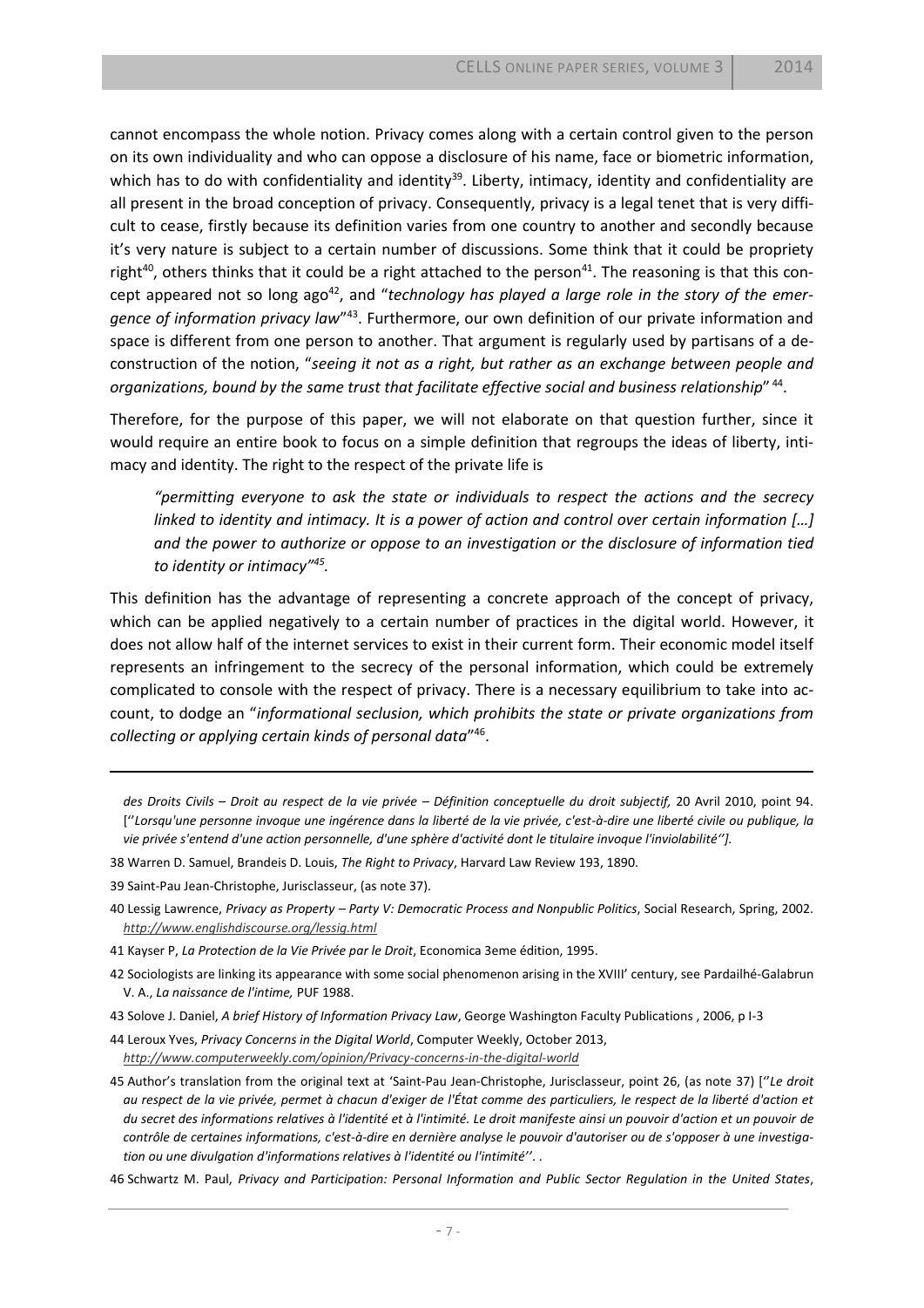cannot encompass the whole notion. Privacy comes along with a certain control given to the person on its own individuality and who can oppose a disclosure of his name, face or biometric information, which has to do with confidentiality and identity[39]. Liberty, intimacy, identity and confidentiality are all present in the broad conception of privacy. Consequently, privacy is a legal tenet that is very difficult to cease, firstly because its definition varies from one country to another and secondly because it's very nature is subject to a certain number of discussions. Some think that it could be propriety right[40], others thinks that it could be a right attached to the person[41]. The reasoning is that this concept appeared not so long ago[42], and "*technology has played a large role in the story of the emergence of information privacy law*"[43]. Furthermore, our own definition of our private information and space is different from one person to another. That argument is regularly used by partisans of a deconstruction of the notion, "*seeing it not as a right, but rather as an exchange between people and organizations, bound by the same trust that facilitate effective social and business relationship*" [44].

Therefore, for the purpose of this paper, we will not elaborate on that question further, since it would require an entire book to focus on a simple definition that regroups the ideas of liberty, intimacy and identity. The right to the respect of the private life is

> *"permitting everyone to ask the state or individuals to respect the actions and the secrecy linked to identity and intimacy. It is a power of action and control over certain information […] and the power to authorize or oppose to an investigation or the disclosure of information tied to identity or intimacy"[45].*

This definition has the advantage of representing a concrete approach of the concept of privacy, which can be applied negatively to a certain number of practices in the digital world. However, it does not allow half of the internet services to exist in their current form. Their economic model itself represents an infringement to the secrecy of the personal information, which could be extremely complicated to console with the respect of privacy. There is a necessary equilibrium to take into account, to dodge an "*informational seclusion, which prohibits the state or private organizations from collecting or applying certain kinds of personal data*"[46].

---

*des Droits Civils – Droit au respect de la vie privée – Définition conceptuelle du droit subjectif*, 20 Avril 2010, point 94. [''*Lorsqu'une personne invoque une ingérence dans la liberté de la vie privée, c'est-à-dire une liberté civile ou publique, la vie privée s'entend d'une action personnelle, d'une sphère d'activité dont le titulaire invoque l'inviolabilité''].*

38 Warren D. Samuel, Brandeis D. Louis, *The Right to Privacy*, Harvard Law Review 193, 1890.

39 Saint-Pau Jean-Christophe, Jurisclasseur, (as note 37).

40 Lessig Lawrence, *Privacy as Property – Party V: Democratic Process and Nonpublic Politics*, Social Research, Spring, 2002. *http://www.englishdiscourse.org/lessig.html*

41 Kayser P, *La Protection de la Vie Privée par le Droit*, Economica 3eme édition, 1995.

42 Sociologists are linking its appearance with some social phenomenon arising in the XVIII' century, see Pardailhé-Galabrun V. A., *La naissance de l'intime,* PUF 1988.

43 Solove J. Daniel, *A brief History of Information Privacy Law*, George Washington Faculty Publications , 2006, p I-3

44 Leroux Yves, *Privacy Concerns in the Digital World*, Computer Weekly, October 2013, *http://www.computerweekly.com/opinion/Privacy-concerns-in-the-digital-world*

45 Author's translation from the original text at 'Saint-Pau Jean-Christophe, Jurisclasseur, point 26, (as note 37) [''*Le droit au respect de la vie privée, permet à chacun d'exiger de l'État comme des particuliers, le respect de la liberté d'action et du secret des informations relatives à l'identité et à l'intimité. Le droit manifeste ainsi un pouvoir d'action et un pouvoir de contrôle de certaines informations, c'est-à-dire en dernière analyse le pouvoir d'autoriser ou de s'opposer à une investigation ou une divulgation d'informations relatives à l'identité ou l'intimité''*. .

46 Schwartz M. Paul, *Privacy and Participation: Personal Information and Public Sector Regulation in the United States*,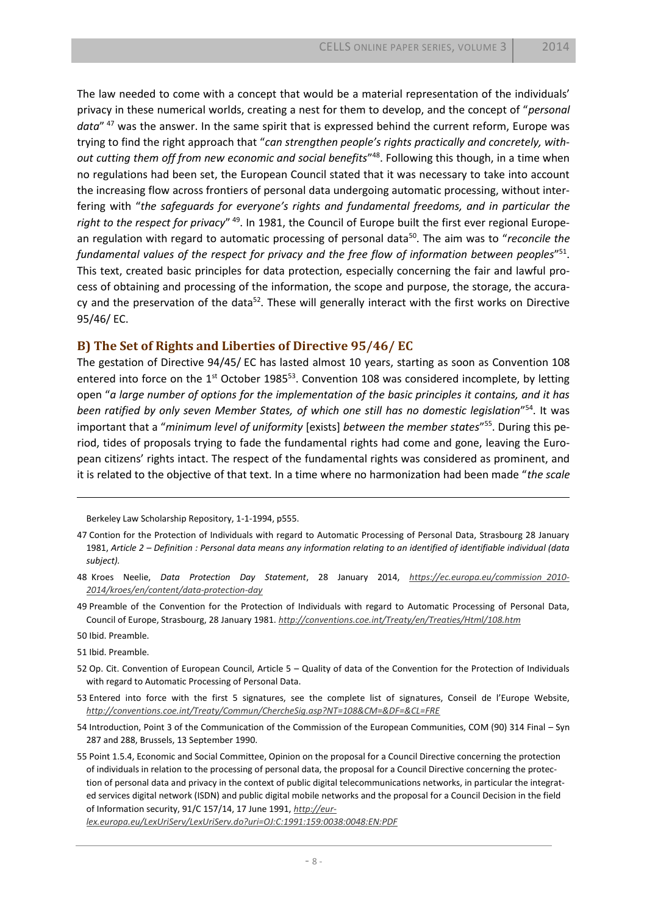The law needed to come with a concept that would be a material representation of the individuals' privacy in these numerical worlds, creating a nest for them to develop, and the concept of "*personal data*" [47] was the answer. In the same spirit that is expressed behind the current reform, Europe was trying to find the right approach that "*can strengthen people's rights practically and concretely, without cutting them off from new economic and social benefits*"[48]. Following this though, in a time when no regulations had been set, the European Council stated that it was necessary to take into account the increasing flow across frontiers of personal data undergoing automatic processing, without interfering with "*the safeguards for everyone's rights and fundamental freedoms, and in particular the right to the respect for privacy*" [49]. In 1981, the Council of Europe built the first ever regional European regulation with regard to automatic processing of personal data[50]. The aim was to "*reconcile the fundamental values of the respect for privacy and the free flow of information between peoples*"[51]. This text, created basic principles for data protection, especially concerning the fair and lawful process of obtaining and processing of the information, the scope and purpose, the storage, the accuracy and the preservation of the data[52]. These will generally interact with the first works on Directive 95/46/ EC.

## B) The Set of Rights and Liberties of Directive 95/46/ EC

The gestation of Directive 94/45/ EC has lasted almost 10 years, starting as soon as Convention 108 entered into force on the 1st October 1985[53]. Convention 108 was considered incomplete, by letting open "*a large number of options for the implementation of the basic principles it contains, and it has been ratified by only seven Member States, of which one still has no domestic legislation*"[54]. It was important that a "*minimum level of uniformity* [exists] *between the member states*"[55]. During this period, tides of proposals trying to fade the fundamental rights had come and gone, leaving the European citizens' rights intact. The respect of the fundamental rights was considered as prominent, and it is related to the objective of that text. In a time where no harmonization had been made "*the scale*

---

Berkeley Law Scholarship Repository, 1-1-1994, p555.

47 Contion for the Protection of Individuals with regard to Automatic Processing of Personal Data, Strasbourg 28 January 1981, *Article 2 – Definition : Personal data means any information relating to an identified of identifiable individual (data subject).*

48 Kroes Neelie, *Data Protection Day Statement*, 28 January 2014, *https://ec.europa.eu/commission_2010-2014/kroes/en/content/data-protection-day*

49 Preamble of the Convention for the Protection of Individuals with regard to Automatic Processing of Personal Data, Council of Europe, Strasbourg, 28 January 1981. *http://conventions.coe.int/Treaty/en/Treaties/Html/108.htm*

50 Ibid. Preamble.

51 Ibid. Preamble.

52 Op. Cit. Convention of European Council, Article 5 – Quality of data of the Convention for the Protection of Individuals with regard to Automatic Processing of Personal Data.

53 Entered into force with the first 5 signatures, see the complete list of signatures, Conseil de l'Europe Website, *http://conventions.coe.int/Treaty/Commun/ChercheSig.asp?NT=108&CM=&DF=&CL=FRE*

54 Introduction, Point 3 of the Communication of the Commission of the European Communities, COM (90) 314 Final – Syn 287 and 288, Brussels, 13 September 1990.

55 Point 1.5.4, Economic and Social Committee, Opinion on the proposal for a Council Directive concerning the protection of individuals in relation to the processing of personal data, the proposal for a Council Directive concerning the protection of personal data and privacy in the context of public digital telecommunications networks, in particular the integrated services digital network (ISDN) and public digital mobile networks and the proposal for a Council Decision in the field of Information security, 91/C 157/14, 17 June 1991, *http://eur-lex.europa.eu/LexUriServ/LexUriServ.do?uri=OJ:C:1991:159:0038:0048:EN:PDF*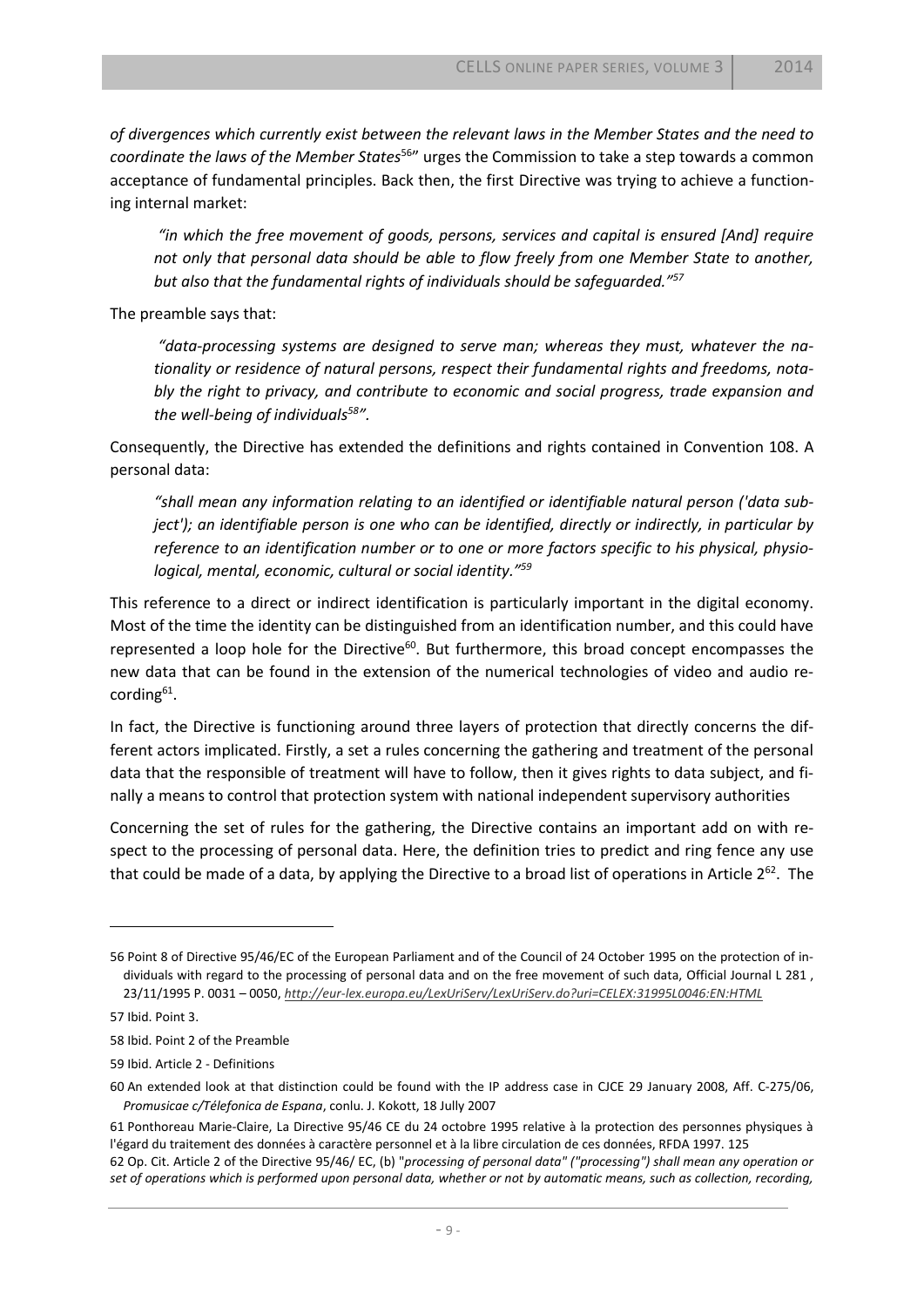*of divergences which currently exist between the relevant laws in the Member States and the need to coordinate the laws of the Member States*[56]" urges the Commission to take a step towards a common acceptance of fundamental principles. Back then, the first Directive was trying to achieve a functioning internal market:

> *"in which the free movement of goods, persons, services and capital is ensured [And] require not only that personal data should be able to flow freely from one Member State to another, but also that the fundamental rights of individuals should be safeguarded."*[57]

The preamble says that:

> *"data-processing systems are designed to serve man; whereas they must, whatever the nationality or residence of natural persons, respect their fundamental rights and freedoms, notably the right to privacy, and contribute to economic and social progress, trade expansion and the well-being of individuals*[58]*".*

Consequently, the Directive has extended the definitions and rights contained in Convention 108. A personal data:

> *"shall mean any information relating to an identified or identifiable natural person ('data subject'); an identifiable person is one who can be identified, directly or indirectly, in particular by reference to an identification number or to one or more factors specific to his physical, physiological, mental, economic, cultural or social identity."*[59]

This reference to a direct or indirect identification is particularly important in the digital economy. Most of the time the identity can be distinguished from an identification number, and this could have represented a loop hole for the Directive[60]. But furthermore, this broad concept encompasses the new data that can be found in the extension of the numerical technologies of video and audio recording[61].

In fact, the Directive is functioning around three layers of protection that directly concerns the different actors implicated. Firstly, a set a rules concerning the gathering and treatment of the personal data that the responsible of treatment will have to follow, then it gives rights to data subject, and finally a means to control that protection system with national independent supervisory authorities

Concerning the set of rules for the gathering, the Directive contains an important add on with respect to the processing of personal data. Here, the definition tries to predict and ring fence any use that could be made of a data, by applying the Directive to a broad list of operations in Article 2[62]. The

---

56 Point 8 of Directive 95/46/EC of the European Parliament and of the Council of 24 October 1995 on the protection of individuals with regard to the processing of personal data and on the free movement of such data, Official Journal L 281 , 23/11/1995 P. 0031 – 0050, *http://eur-lex.europa.eu/LexUriServ/LexUriServ.do?uri=CELEX:31995L0046:EN:HTML*

57 Ibid. Point 3.

58 Ibid. Point 2 of the Preamble

59 Ibid. Article 2 - Definitions

60 An extended look at that distinction could be found with the IP address case in CJCE 29 January 2008, Aff. C-275/06, *Promusicae c/Télefonica de Espana*, conlu. J. Kokott, 18 Jully 2007

61 Ponthoreau Marie-Claire, La Directive 95/46 CE du 24 octobre 1995 relative à la protection des personnes physiques à l'égard du traitement des données à caractère personnel et à la libre circulation de ces données, RFDA 1997. 125

62 Op. Cit. Article 2 of the Directive 95/46/ EC, (b) "*processing of personal data" ("processing") shall mean any operation or set of operations which is performed upon personal data, whether or not by automatic means, such as collection, recording,*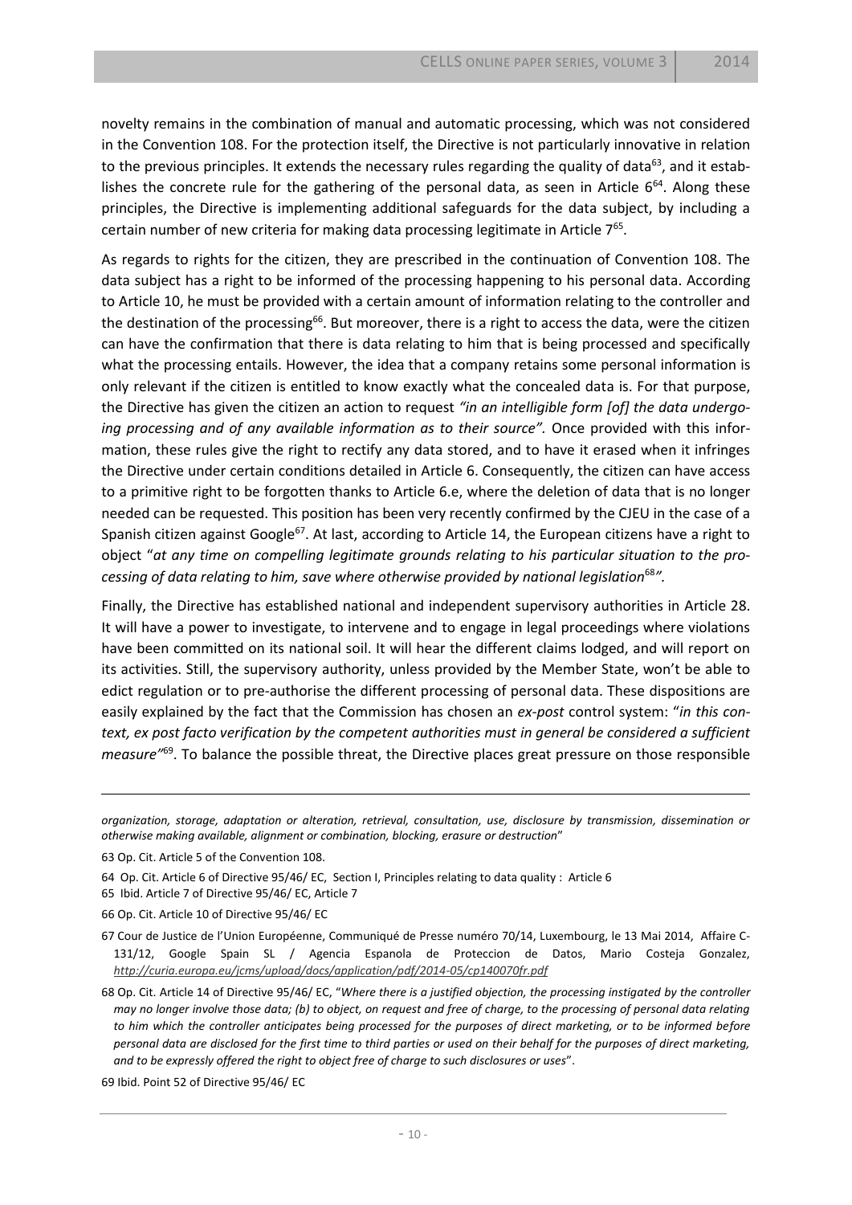novelty remains in the combination of manual and automatic processing, which was not considered in the Convention 108. For the protection itself, the Directive is not particularly innovative in relation to the previous principles. It extends the necessary rules regarding the quality of data[63], and it establishes the concrete rule for the gathering of the personal data, as seen in Article 6[64]. Along these principles, the Directive is implementing additional safeguards for the data subject, by including a certain number of new criteria for making data processing legitimate in Article 7[65].

As regards to rights for the citizen, they are prescribed in the continuation of Convention 108. The data subject has a right to be informed of the processing happening to his personal data. According to Article 10, he must be provided with a certain amount of information relating to the controller and the destination of the processing[66]. But moreover, there is a right to access the data, were the citizen can have the confirmation that there is data relating to him that is being processed and specifically what the processing entails. However, the idea that a company retains some personal information is only relevant if the citizen is entitled to know exactly what the concealed data is. For that purpose, the Directive has given the citizen an action to request *"in an intelligible form [of] the data undergoing processing and of any available information as to their source".* Once provided with this information, these rules give the right to rectify any data stored, and to have it erased when it infringes the Directive under certain conditions detailed in Article 6. Consequently, the citizen can have access to a primitive right to be forgotten thanks to Article 6.e, where the deletion of data that is no longer needed can be requested. This position has been very recently confirmed by the CJEU in the case of a Spanish citizen against Google[67]. At last, according to Article 14, the European citizens have a right to object "*at any time on compelling legitimate grounds relating to his particular situation to the processing of data relating to him, save where otherwise provided by national legislation*[68]*".*

Finally, the Directive has established national and independent supervisory authorities in Article 28. It will have a power to investigate, to intervene and to engage in legal proceedings where violations have been committed on its national soil. It will hear the different claims lodged, and will report on its activities. Still, the supervisory authority, unless provided by the Member State, won't be able to edict regulation or to pre-authorise the different processing of personal data. These dispositions are easily explained by the fact that the Commission has chosen an *ex-post* control system: "*in this context, ex post facto verification by the competent authorities must in general be considered a sufficient measure*"[69]. To balance the possible threat, the Directive places great pressure on those responsible

---

*organization, storage, adaptation or alteration, retrieval, consultation, use, disclosure by transmission, dissemination or otherwise making available, alignment or combination, blocking, erasure or destruction*"

63 Op. Cit. Article 5 of the Convention 108.

64 Op. Cit. Article 6 of Directive 95/46/ EC, Section I, Principles relating to data quality : Article 6

65 Ibid. Article 7 of Directive 95/46/ EC, Article 7

66 Op. Cit. Article 10 of Directive 95/46/ EC

67 Cour de Justice de l'Union Européenne, Communiqué de Presse numéro 70/14, Luxembourg, le 13 Mai 2014, Affaire C-131/12, Google Spain SL / Agencia Espanola de Proteccion de Datos, Mario Costeja Gonzalez, http://curia.europa.eu/jcms/upload/docs/application/pdf/2014-05/cp140070fr.pdf

68 Op. Cit. Article 14 of Directive 95/46/ EC, "*Where there is a justified objection, the processing instigated by the controller may no longer involve those data; (b) to object, on request and free of charge, to the processing of personal data relating to him which the controller anticipates being processed for the purposes of direct marketing, or to be informed before personal data are disclosed for the first time to third parties or used on their behalf for the purposes of direct marketing, and to be expressly offered the right to object free of charge to such disclosures or uses*".

69 Ibid. Point 52 of Directive 95/46/ EC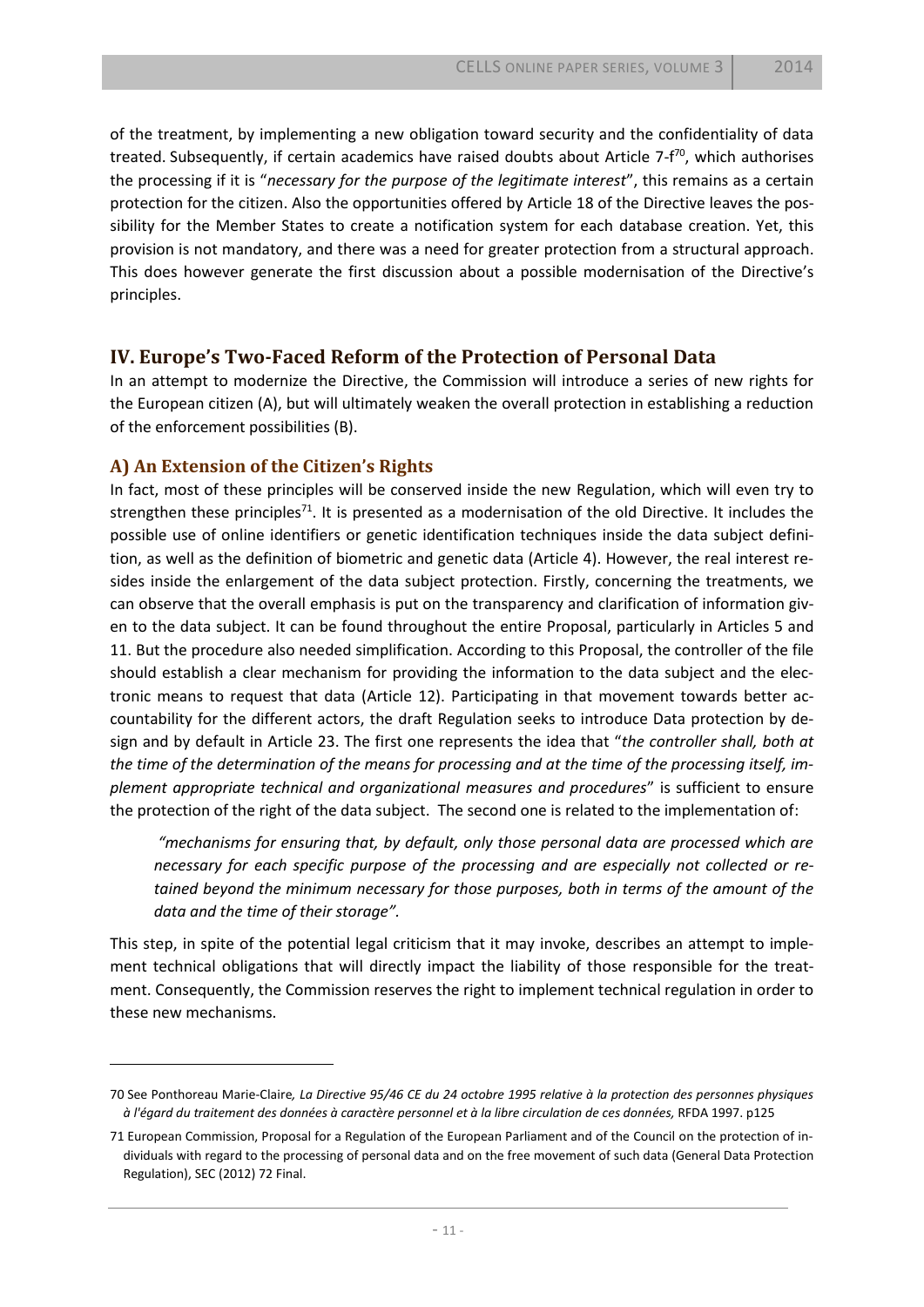of the treatment, by implementing a new obligation toward security and the confidentiality of data treated. Subsequently, if certain academics have raised doubts about Article 7-f[70], which authorises the processing if it is "*necessary for the purpose of the legitimate interest*", this remains as a certain protection for the citizen. Also the opportunities offered by Article 18 of the Directive leaves the possibility for the Member States to create a notification system for each database creation. Yet, this provision is not mandatory, and there was a need for greater protection from a structural approach. This does however generate the first discussion about a possible modernisation of the Directive's principles.

## IV. Europe's Two-Faced Reform of the Protection of Personal Data

In an attempt to modernize the Directive, the Commission will introduce a series of new rights for the European citizen (A), but will ultimately weaken the overall protection in establishing a reduction of the enforcement possibilities (B).

### A) An Extension of the Citizen's Rights

In fact, most of these principles will be conserved inside the new Regulation, which will even try to strengthen these principles[71]. It is presented as a modernisation of the old Directive. It includes the possible use of online identifiers or genetic identification techniques inside the data subject definition, as well as the definition of biometric and genetic data (Article 4). However, the real interest resides inside the enlargement of the data subject protection. Firstly, concerning the treatments, we can observe that the overall emphasis is put on the transparency and clarification of information given to the data subject. It can be found throughout the entire Proposal, particularly in Articles 5 and 11. But the procedure also needed simplification. According to this Proposal, the controller of the file should establish a clear mechanism for providing the information to the data subject and the electronic means to request that data (Article 12). Participating in that movement towards better accountability for the different actors, the draft Regulation seeks to introduce Data protection by design and by default in Article 23. The first one represents the idea that "*the controller shall, both at the time of the determination of the means for processing and at the time of the processing itself, implement appropriate technical and organizational measures and procedures*" is sufficient to ensure the protection of the right of the data subject. The second one is related to the implementation of:

> *"mechanisms for ensuring that, by default, only those personal data are processed which are necessary for each specific purpose of the processing and are especially not collected or retained beyond the minimum necessary for those purposes, both in terms of the amount of the data and the time of their storage".*

This step, in spite of the potential legal criticism that it may invoke, describes an attempt to implement technical obligations that will directly impact the liability of those responsible for the treatment. Consequently, the Commission reserves the right to implement technical regulation in order to these new mechanisms.

---

70 See Ponthoreau Marie-Claire*, La Directive 95/46 CE du 24 octobre 1995 relative à la protection des personnes physiques à l'égard du traitement des données à caractère personnel et à la libre circulation de ces données,* RFDA 1997. p125

71 European Commission, Proposal for a Regulation of the European Parliament and of the Council on the protection of individuals with regard to the processing of personal data and on the free movement of such data (General Data Protection Regulation), SEC (2012) 72 Final.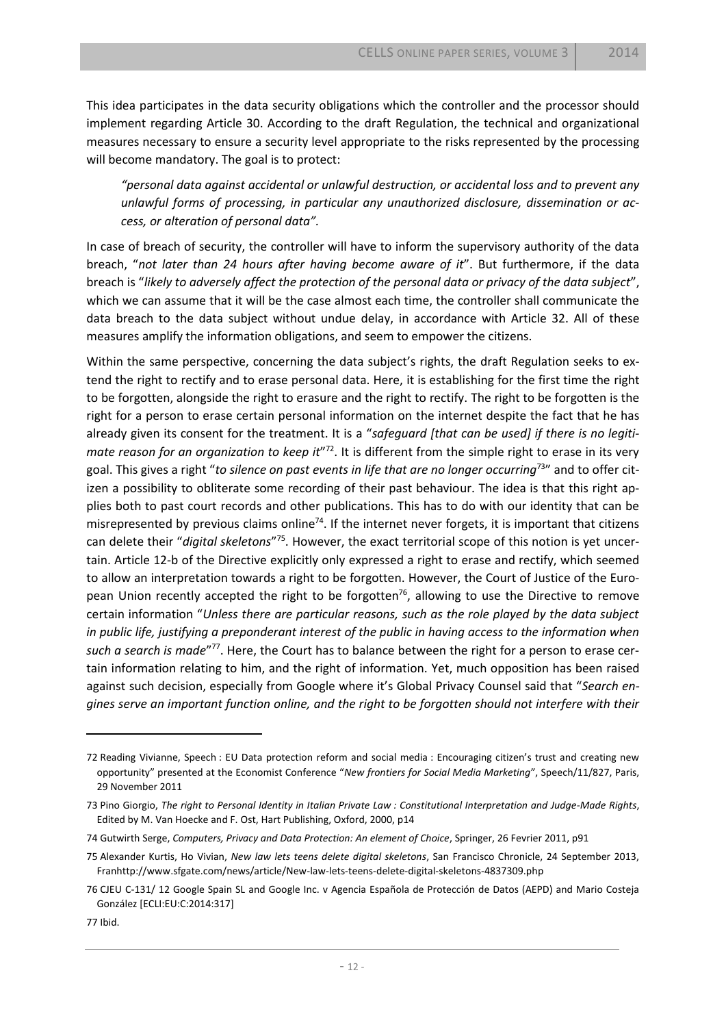This idea participates in the data security obligations which the controller and the processor should implement regarding Article 30. According to the draft Regulation, the technical and organizational measures necessary to ensure a security level appropriate to the risks represented by the processing will become mandatory. The goal is to protect:

> *"personal data against accidental or unlawful destruction, or accidental loss and to prevent any unlawful forms of processing, in particular any unauthorized disclosure, dissemination or access, or alteration of personal data".*

In case of breach of security, the controller will have to inform the supervisory authority of the data breach, "*not later than 24 hours after having become aware of it*". But furthermore, if the data breach is "*likely to adversely affect the protection of the personal data or privacy of the data subject*", which we can assume that it will be the case almost each time, the controller shall communicate the data breach to the data subject without undue delay, in accordance with Article 32. All of these measures amplify the information obligations, and seem to empower the citizens.

Within the same perspective, concerning the data subject's rights, the draft Regulation seeks to extend the right to rectify and to erase personal data. Here, it is establishing for the first time the right to be forgotten, alongside the right to erasure and the right to rectify. The right to be forgotten is the right for a person to erase certain personal information on the internet despite the fact that he has already given its consent for the treatment. It is a "*safeguard [that can be used] if there is no legitimate reason for an organization to keep it*"[72]. It is different from the simple right to erase in its very goal. This gives a right "*to silence on past events in life that are no longer occurring*[73]" and to offer citizen a possibility to obliterate some recording of their past behaviour. The idea is that this right applies both to past court records and other publications. This has to do with our identity that can be misrepresented by previous claims online[74]. If the internet never forgets, it is important that citizens can delete their "*digital skeletons*"[75]. However, the exact territorial scope of this notion is yet uncertain. Article 12-b of the Directive explicitly only expressed a right to erase and rectify, which seemed to allow an interpretation towards a right to be forgotten. However, the Court of Justice of the European Union recently accepted the right to be forgotten[76], allowing to use the Directive to remove certain information "*Unless there are particular reasons, such as the role played by the data subject in public life, justifying a preponderant interest of the public in having access to the information when such a search is made*"[77]. Here, the Court has to balance between the right for a person to erase certain information relating to him, and the right of information. Yet, much opposition has been raised against such decision, especially from Google where it's Global Privacy Counsel said that "*Search engines serve an important function online, and the right to be forgotten should not interfere with their*

---

72 Reading Vivianne, Speech : EU Data protection reform and social media : Encouraging citizen's trust and creating new opportunity" presented at the Economist Conference "*New frontiers for Social Media Marketing*", Speech/11/827, Paris, 29 November 2011

73 Pino Giorgio, *The right to Personal Identity in Italian Private Law : Constitutional Interpretation and Judge-Made Rights*, Edited by M. Van Hoecke and F. Ost, Hart Publishing, Oxford, 2000, p14

74 Gutwirth Serge, *Computers, Privacy and Data Protection: An element of Choice*, Springer, 26 Fevrier 2011, p91

75 Alexander Kurtis, Ho Vivian, *New law lets teens delete digital skeletons*, San Francisco Chronicle, 24 September 2013, Franhttp://www.sfgate.com/news/article/New-law-lets-teens-delete-digital-skeletons-4837309.php

76 CJEU C-131/ 12 Google Spain SL and Google Inc. v Agencia Española de Protección de Datos (AEPD) and Mario Costeja González [ECLI:EU:C:2014:317]

77 Ibid.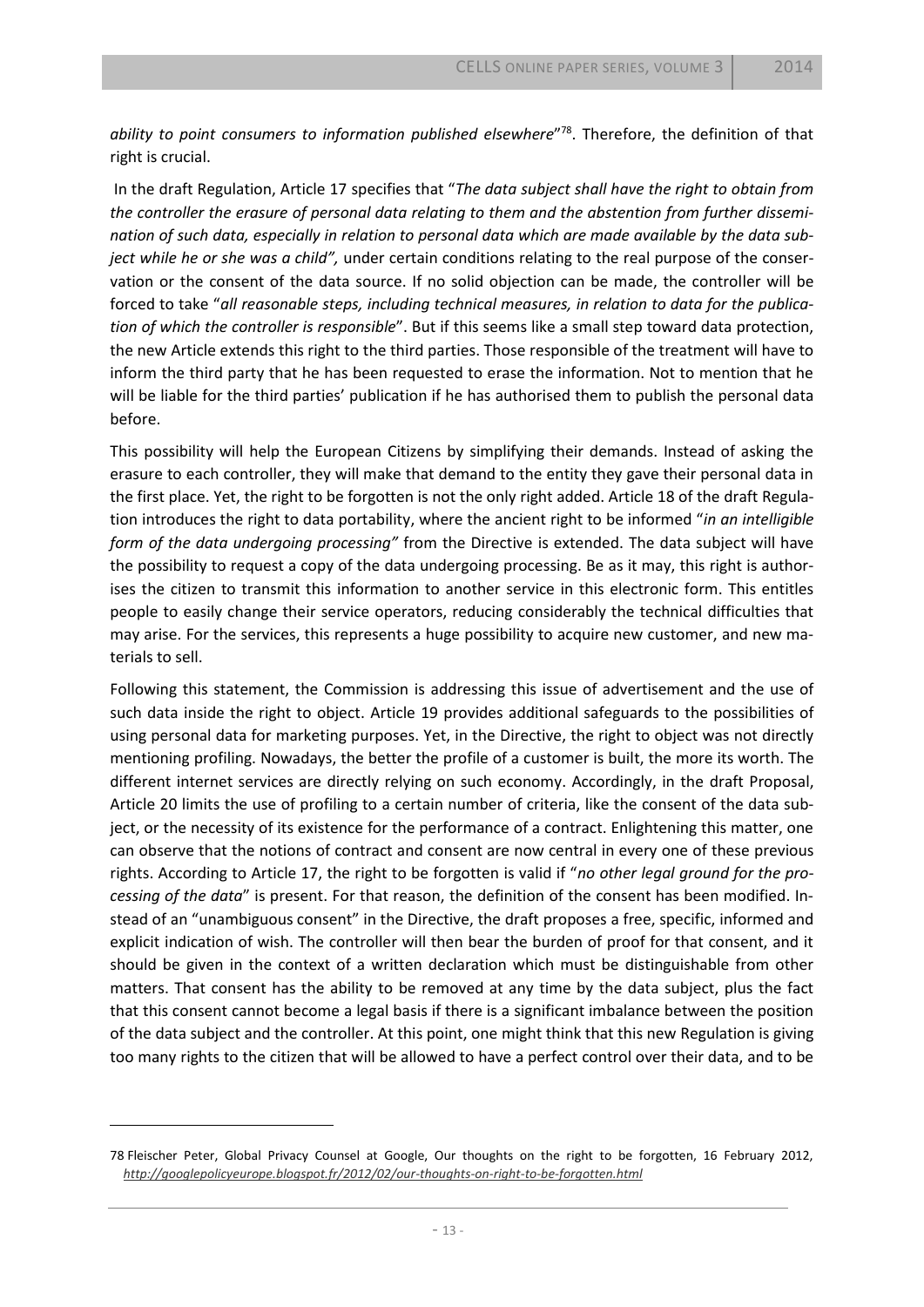*ability to point consumers to information published elsewhere*"[78]. Therefore, the definition of that right is crucial.

In the draft Regulation, Article 17 specifies that "*The data subject shall have the right to obtain from the controller the erasure of personal data relating to them and the abstention from further dissemination of such data, especially in relation to personal data which are made available by the data subject while he or she was a child",* under certain conditions relating to the real purpose of the conservation or the consent of the data source. If no solid objection can be made, the controller will be forced to take "*all reasonable steps, including technical measures, in relation to data for the publication of which the controller is responsible*". But if this seems like a small step toward data protection, the new Article extends this right to the third parties. Those responsible of the treatment will have to inform the third party that he has been requested to erase the information. Not to mention that he will be liable for the third parties' publication if he has authorised them to publish the personal data before.

This possibility will help the European Citizens by simplifying their demands. Instead of asking the erasure to each controller, they will make that demand to the entity they gave their personal data in the first place. Yet, the right to be forgotten is not the only right added. Article 18 of the draft Regulation introduces the right to data portability, where the ancient right to be informed "*in an intelligible form of the data undergoing processing"* from the Directive is extended. The data subject will have the possibility to request a copy of the data undergoing processing. Be as it may, this right is authorises the citizen to transmit this information to another service in this electronic form. This entitles people to easily change their service operators, reducing considerably the technical difficulties that may arise. For the services, this represents a huge possibility to acquire new customer, and new materials to sell.

Following this statement, the Commission is addressing this issue of advertisement and the use of such data inside the right to object. Article 19 provides additional safeguards to the possibilities of using personal data for marketing purposes. Yet, in the Directive, the right to object was not directly mentioning profiling. Nowadays, the better the profile of a customer is built, the more its worth. The different internet services are directly relying on such economy. Accordingly, in the draft Proposal, Article 20 limits the use of profiling to a certain number of criteria, like the consent of the data subject, or the necessity of its existence for the performance of a contract. Enlightening this matter, one can observe that the notions of contract and consent are now central in every one of these previous rights. According to Article 17, the right to be forgotten is valid if "*no other legal ground for the processing of the data*" is present. For that reason, the definition of the consent has been modified. Instead of an "unambiguous consent" in the Directive, the draft proposes a free, specific, informed and explicit indication of wish. The controller will then bear the burden of proof for that consent, and it should be given in the context of a written declaration which must be distinguishable from other matters. That consent has the ability to be removed at any time by the data subject, plus the fact that this consent cannot become a legal basis if there is a significant imbalance between the position of the data subject and the controller. At this point, one might think that this new Regulation is giving too many rights to the citizen that will be allowed to have a perfect control over their data, and to be

---

78 Fleischer Peter, Global Privacy Counsel at Google, Our thoughts on the right to be forgotten, 16 February 2012, *http://googlepolicyeurope.blogspot.fr/2012/02/our-thoughts-on-right-to-be-forgotten.html*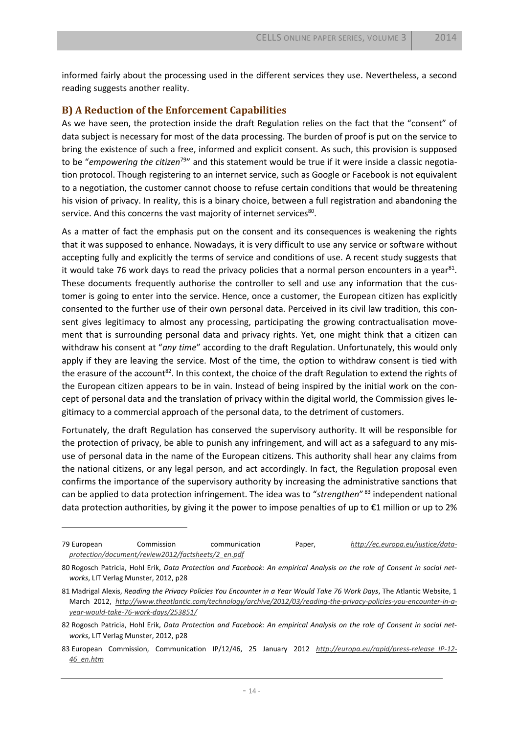informed fairly about the processing used in the different services they use. Nevertheless, a second reading suggests another reality.

## B) A Reduction of the Enforcement Capabilities

As we have seen, the protection inside the draft Regulation relies on the fact that the "consent" of data subject is necessary for most of the data processing. The burden of proof is put on the service to bring the existence of such a free, informed and explicit consent. As such, this provision is supposed to be "*empowering the citizen*[79]" and this statement would be true if it were inside a classic negotiation protocol. Though registering to an internet service, such as Google or Facebook is not equivalent to a negotiation, the customer cannot choose to refuse certain conditions that would be threatening his vision of privacy. In reality, this is a binary choice, between a full registration and abandoning the service. And this concerns the vast majority of internet services[80].

As a matter of fact the emphasis put on the consent and its consequences is weakening the rights that it was supposed to enhance. Nowadays, it is very difficult to use any service or software without accepting fully and explicitly the terms of service and conditions of use. A recent study suggests that it would take 76 work days to read the privacy policies that a normal person encounters in a year[81]. These documents frequently authorise the controller to sell and use any information that the customer is going to enter into the service. Hence, once a customer, the European citizen has explicitly consented to the further use of their own personal data. Perceived in its civil law tradition, this consent gives legitimacy to almost any processing, participating the growing contractualisation movement that is surrounding personal data and privacy rights. Yet, one might think that a citizen can withdraw his consent at "*any time*" according to the draft Regulation. Unfortunately, this would only apply if they are leaving the service. Most of the time, the option to withdraw consent is tied with the erasure of the account[82]. In this context, the choice of the draft Regulation to extend the rights of the European citizen appears to be in vain. Instead of being inspired by the initial work on the concept of personal data and the translation of privacy within the digital world, the Commission gives legitimacy to a commercial approach of the personal data, to the detriment of customers.

Fortunately, the draft Regulation has conserved the supervisory authority. It will be responsible for the protection of privacy, be able to punish any infringement, and will act as a safeguard to any misuse of personal data in the name of the European citizens. This authority shall hear any claims from the national citizens, or any legal person, and act accordingly. In fact, the Regulation proposal even confirms the importance of the supervisory authority by increasing the administrative sanctions that can be applied to data protection infringement. The idea was to "*strengthen*" [83] independent national data protection authorities, by giving it the power to impose penalties of up to €1 million or up to 2%

---

79 European Commission communication Paper, http://ec.europa.eu/justice/data-protection/document/review2012/factsheets/2_en.pdf

80 Rogosch Patricia, Hohl Erik, *Data Protection and Facebook: An empirical Analysis on the role of Consent in social networks*, LIT Verlag Munster, 2012, p28

81 Madrigal Alexis, *Reading the Privacy Policies You Encounter in a Year Would Take 76 Work Days*, The Atlantic Website, 1 March 2012, http://www.theatlantic.com/technology/archive/2012/03/reading-the-privacy-policies-you-encounter-in-a-year-would-take-76-work-days/253851/

82 Rogosch Patricia, Hohl Erik, *Data Protection and Facebook: An empirical Analysis on the role of Consent in social networks*, LIT Verlag Munster, 2012, p28

83 European Commission, Communication IP/12/46, 25 January 2012 http://europa.eu/rapid/press-release_IP-12-46_en.htm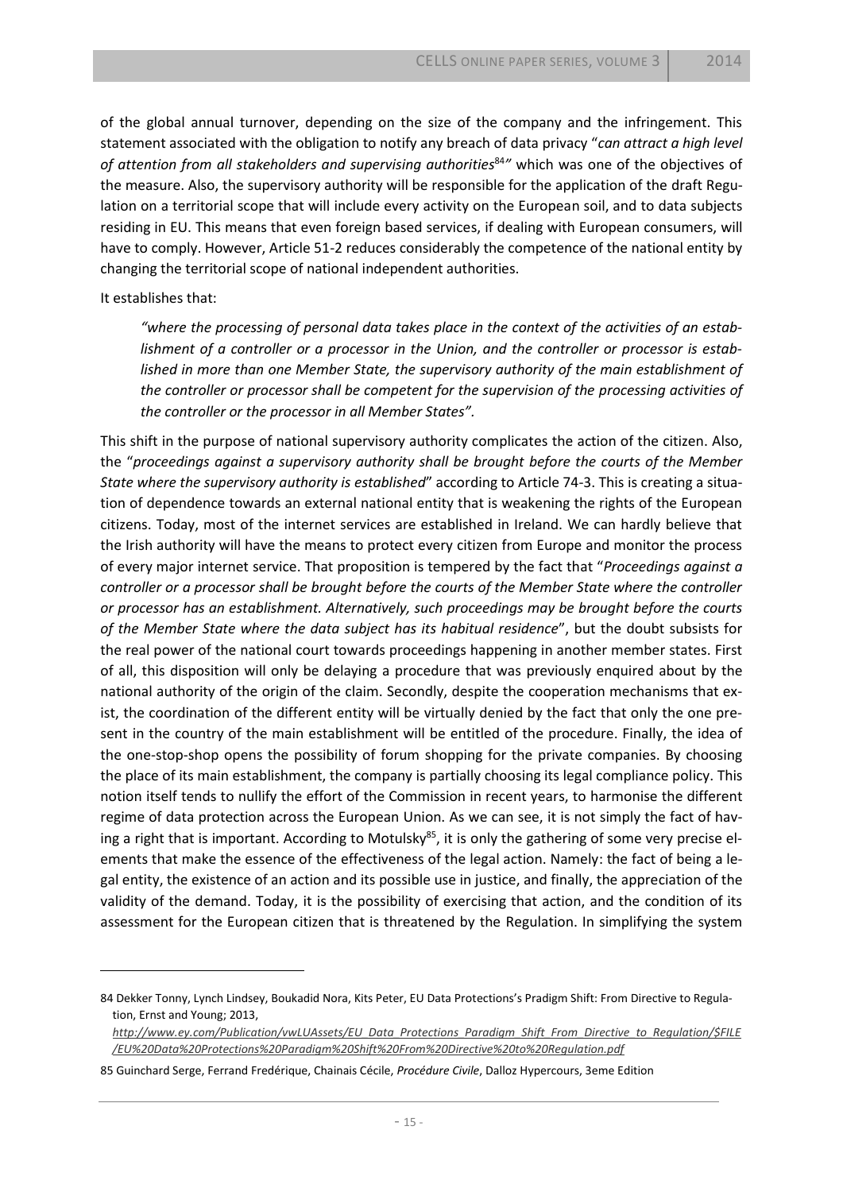of the global annual turnover, depending on the size of the company and the infringement. This statement associated with the obligation to notify any breach of data privacy "*can attract a high level of attention from all stakeholders and supervising authorities*[84]" which was one of the objectives of the measure. Also, the supervisory authority will be responsible for the application of the draft Regulation on a territorial scope that will include every activity on the European soil, and to data subjects residing in EU. This means that even foreign based services, if dealing with European consumers, will have to comply. However, Article 51-2 reduces considerably the competence of the national entity by changing the territorial scope of national independent authorities.

It establishes that:

> *"where the processing of personal data takes place in the context of the activities of an establishment of a controller or a processor in the Union, and the controller or processor is established in more than one Member State, the supervisory authority of the main establishment of the controller or processor shall be competent for the supervision of the processing activities of the controller or the processor in all Member States".*

This shift in the purpose of national supervisory authority complicates the action of the citizen. Also, the "*proceedings against a supervisory authority shall be brought before the courts of the Member State where the supervisory authority is established*" according to Article 74-3. This is creating a situation of dependence towards an external national entity that is weakening the rights of the European citizens. Today, most of the internet services are established in Ireland. We can hardly believe that the Irish authority will have the means to protect every citizen from Europe and monitor the process of every major internet service. That proposition is tempered by the fact that "*Proceedings against a controller or a processor shall be brought before the courts of the Member State where the controller or processor has an establishment. Alternatively, such proceedings may be brought before the courts of the Member State where the data subject has its habitual residence*", but the doubt subsists for the real power of the national court towards proceedings happening in another member states. First of all, this disposition will only be delaying a procedure that was previously enquired about by the national authority of the origin of the claim. Secondly, despite the cooperation mechanisms that exist, the coordination of the different entity will be virtually denied by the fact that only the one present in the country of the main establishment will be entitled of the procedure. Finally, the idea of the one-stop-shop opens the possibility of forum shopping for the private companies. By choosing the place of its main establishment, the company is partially choosing its legal compliance policy. This notion itself tends to nullify the effort of the Commission in recent years, to harmonise the different regime of data protection across the European Union. As we can see, it is not simply the fact of having a right that is important. According to Motulsky[85], it is only the gathering of some very precise elements that make the essence of the effectiveness of the legal action. Namely: the fact of being a legal entity, the existence of an action and its possible use in justice, and finally, the appreciation of the validity of the demand. Today, it is the possibility of exercising that action, and the condition of its assessment for the European citizen that is threatened by the Regulation. In simplifying the system

---

84 Dekker Tonny, Lynch Lindsey, Boukadid Nora, Kits Peter, EU Data Protections's Pradigm Shift: From Directive to Regulation, Ernst and Young; 2013, *http://www.ey.com/Publication/vwLUAssets/EU_Data_Protections_Paradigm_Shift_From_Directive_to_Regulation/$FILE/EU%20Data%20Protections%20Paradigm%20Shift%20From%20Directive%20to%20Regulation.pdf*

85 Guinchard Serge, Ferrand Fredérique, Chainais Cécile, *Procédure Civile*, Dalloz Hypercours, 3eme Edition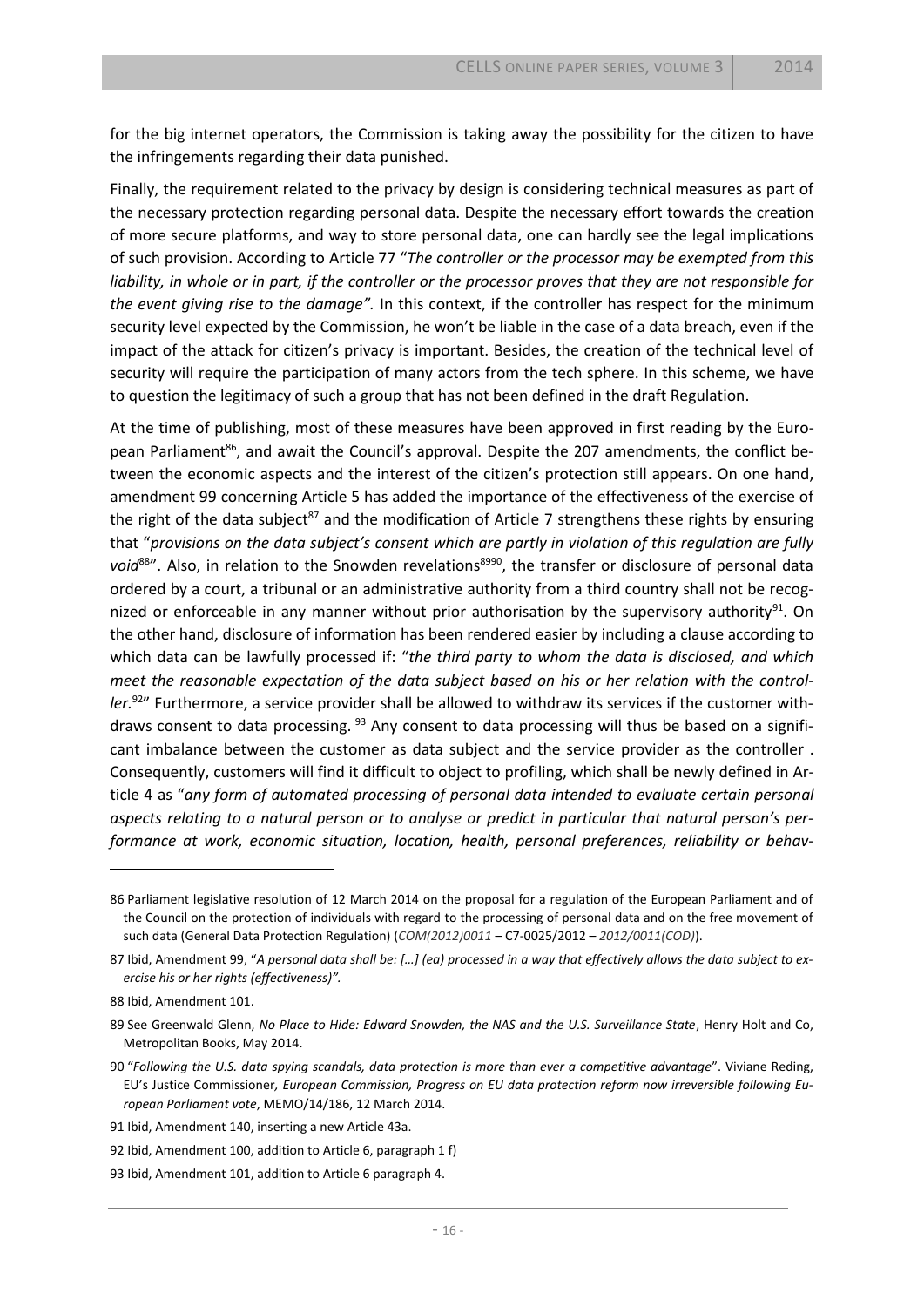for the big internet operators, the Commission is taking away the possibility for the citizen to have the infringements regarding their data punished.

Finally, the requirement related to the privacy by design is considering technical measures as part of the necessary protection regarding personal data. Despite the necessary effort towards the creation of more secure platforms, and way to store personal data, one can hardly see the legal implications of such provision. According to Article 77 "*The controller or the processor may be exempted from this liability, in whole or in part, if the controller or the processor proves that they are not responsible for the event giving rise to the damage".* In this context, if the controller has respect for the minimum security level expected by the Commission, he won't be liable in the case of a data breach, even if the impact of the attack for citizen's privacy is important. Besides, the creation of the technical level of security will require the participation of many actors from the tech sphere. In this scheme, we have to question the legitimacy of such a group that has not been defined in the draft Regulation.

At the time of publishing, most of these measures have been approved in first reading by the European Parliament[86], and await the Council's approval. Despite the 207 amendments, the conflict between the economic aspects and the interest of the citizen's protection still appears. On one hand, amendment 99 concerning Article 5 has added the importance of the effectiveness of the exercise of the right of the data subject[87] and the modification of Article 7 strengthens these rights by ensuring that "*provisions on the data subject's consent which are partly in violation of this regulation are fully void*[88]". Also, in relation to the Snowden revelations[89][90], the transfer or disclosure of personal data ordered by a court, a tribunal or an administrative authority from a third country shall not be recognized or enforceable in any manner without prior authorisation by the supervisory authority[91]. On the other hand, disclosure of information has been rendered easier by including a clause according to which data can be lawfully processed if: "*the third party to whom the data is disclosed, and which meet the reasonable expectation of the data subject based on his or her relation with the controller.*[92]" Furthermore, a service provider shall be allowed to withdraw its services if the customer withdraws consent to data processing. [93] Any consent to data processing will thus be based on a significant imbalance between the customer as data subject and the service provider as the controller . Consequently, customers will find it difficult to object to profiling, which shall be newly defined in Article 4 as "*any form of automated processing of personal data intended to evaluate certain personal aspects relating to a natural person or to analyse or predict in particular that natural person's performance at work, economic situation, location, health, personal preferences, reliability or behav-*

---

86 Parliament legislative resolution of 12 March 2014 on the proposal for a regulation of the European Parliament and of the Council on the protection of individuals with regard to the processing of personal data and on the free movement of such data (General Data Protection Regulation) (*COM(2012)0011* – C7-0025/2012 – *2012/0011(COD)*).

87 Ibid, Amendment 99, "*A personal data shall be: […] (ea) processed in a way that effectively allows the data subject to exercise his or her rights (effectiveness)".*

88 Ibid, Amendment 101.

89 See Greenwald Glenn, *No Place to Hide: Edward Snowden, the NAS and the U.S. Surveillance State*, Henry Holt and Co, Metropolitan Books, May 2014.

90 "*Following the U.S. data spying scandals, data protection is more than ever a competitive advantage*". Viviane Reding, EU's Justice Commissioner*, European Commission, Progress on EU data protection reform now irreversible following European Parliament vote*, MEMO/14/186, 12 March 2014.

91 Ibid, Amendment 140, inserting a new Article 43a.

92 Ibid, Amendment 100, addition to Article 6, paragraph 1 f)

93 Ibid, Amendment 101, addition to Article 6 paragraph 4.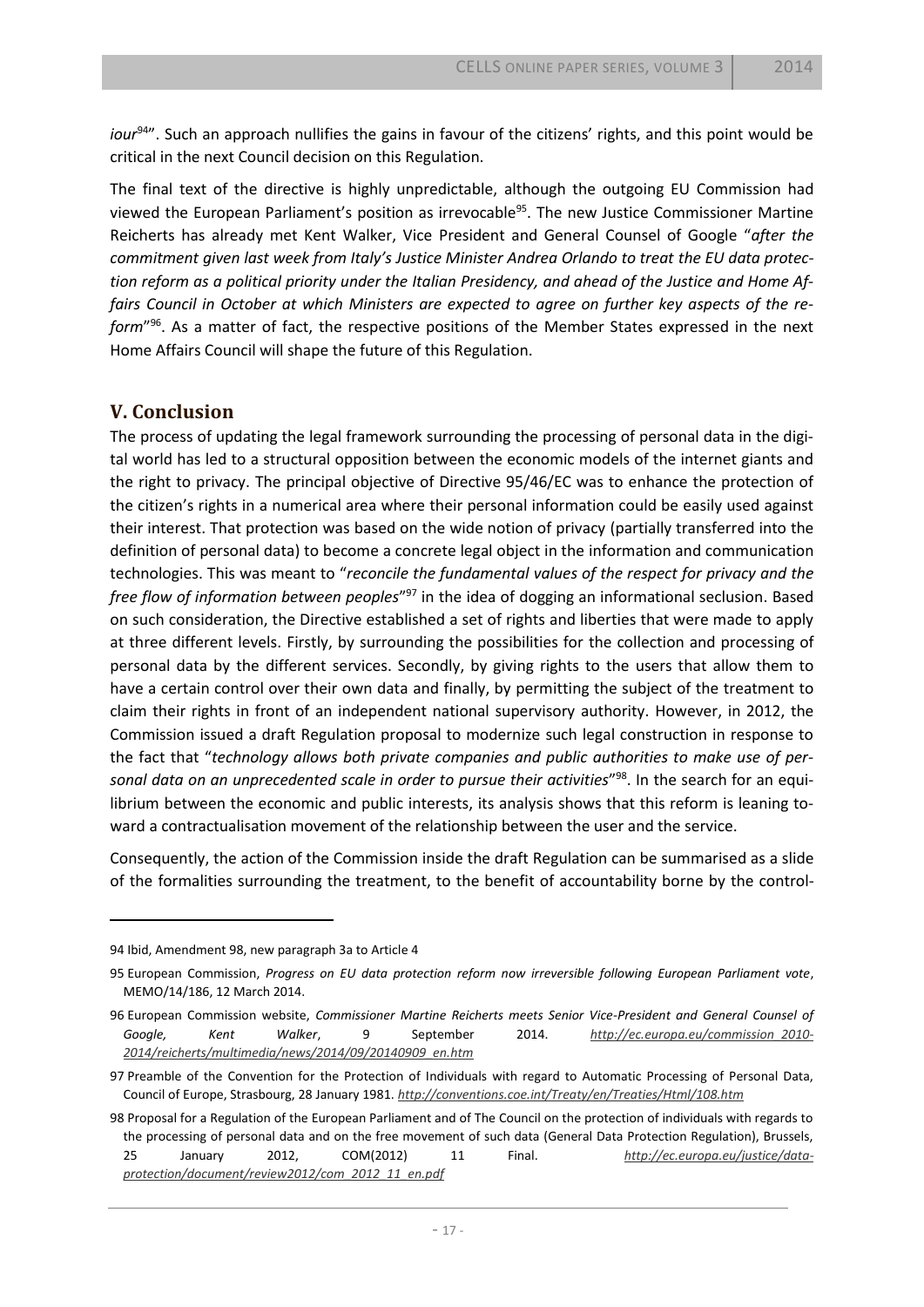*iour*[94]". Such an approach nullifies the gains in favour of the citizens' rights, and this point would be critical in the next Council decision on this Regulation.

The final text of the directive is highly unpredictable, although the outgoing EU Commission had viewed the European Parliament's position as irrevocable[95]. The new Justice Commissioner Martine Reicherts has already met Kent Walker, Vice President and General Counsel of Google "*after the commitment given last week from Italy's Justice Minister Andrea Orlando to treat the EU data protection reform as a political priority under the Italian Presidency, and ahead of the Justice and Home Affairs Council in October at which Ministers are expected to agree on further key aspects of the reform*"[96]. As a matter of fact, the respective positions of the Member States expressed in the next Home Affairs Council will shape the future of this Regulation.

## V. Conclusion

The process of updating the legal framework surrounding the processing of personal data in the digital world has led to a structural opposition between the economic models of the internet giants and the right to privacy. The principal objective of Directive 95/46/EC was to enhance the protection of the citizen's rights in a numerical area where their personal information could be easily used against their interest. That protection was based on the wide notion of privacy (partially transferred into the definition of personal data) to become a concrete legal object in the information and communication technologies. This was meant to "*reconcile the fundamental values of the respect for privacy and the free flow of information between peoples*"[97] in the idea of dogging an informational seclusion. Based on such consideration, the Directive established a set of rights and liberties that were made to apply at three different levels. Firstly, by surrounding the possibilities for the collection and processing of personal data by the different services. Secondly, by giving rights to the users that allow them to have a certain control over their own data and finally, by permitting the subject of the treatment to claim their rights in front of an independent national supervisory authority. However, in 2012, the Commission issued a draft Regulation proposal to modernize such legal construction in response to the fact that "*technology allows both private companies and public authorities to make use of personal data on an unprecedented scale in order to pursue their activities*"[98]. In the search for an equilibrium between the economic and public interests, its analysis shows that this reform is leaning toward a contractualisation movement of the relationship between the user and the service.

Consequently, the action of the Commission inside the draft Regulation can be summarised as a slide of the formalities surrounding the treatment, to the benefit of accountability borne by the control-

---

94 Ibid, Amendment 98, new paragraph 3a to Article 4

95 European Commission, *Progress on EU data protection reform now irreversible following European Parliament vote*, MEMO/14/186, 12 March 2014.

96 European Commission website, *Commissioner Martine Reicherts meets Senior Vice-President and General Counsel of Google, Kent Walker*, 9 September 2014. *http://ec.europa.eu/commission_2010-2014/reicherts/multimedia/news/2014/09/20140909_en.htm*

97 Preamble of the Convention for the Protection of Individuals with regard to Automatic Processing of Personal Data, Council of Europe, Strasbourg, 28 January 1981. *http://conventions.coe.int/Treaty/en/Treaties/Html/108.htm*

98 Proposal for a Regulation of the European Parliament and of The Council on the protection of individuals with regards to the processing of personal data and on the free movement of such data (General Data Protection Regulation), Brussels, 25 January 2012, COM(2012) 11 Final. *http://ec.europa.eu/justice/data-protection/document/review2012/com_2012_11_en.pdf*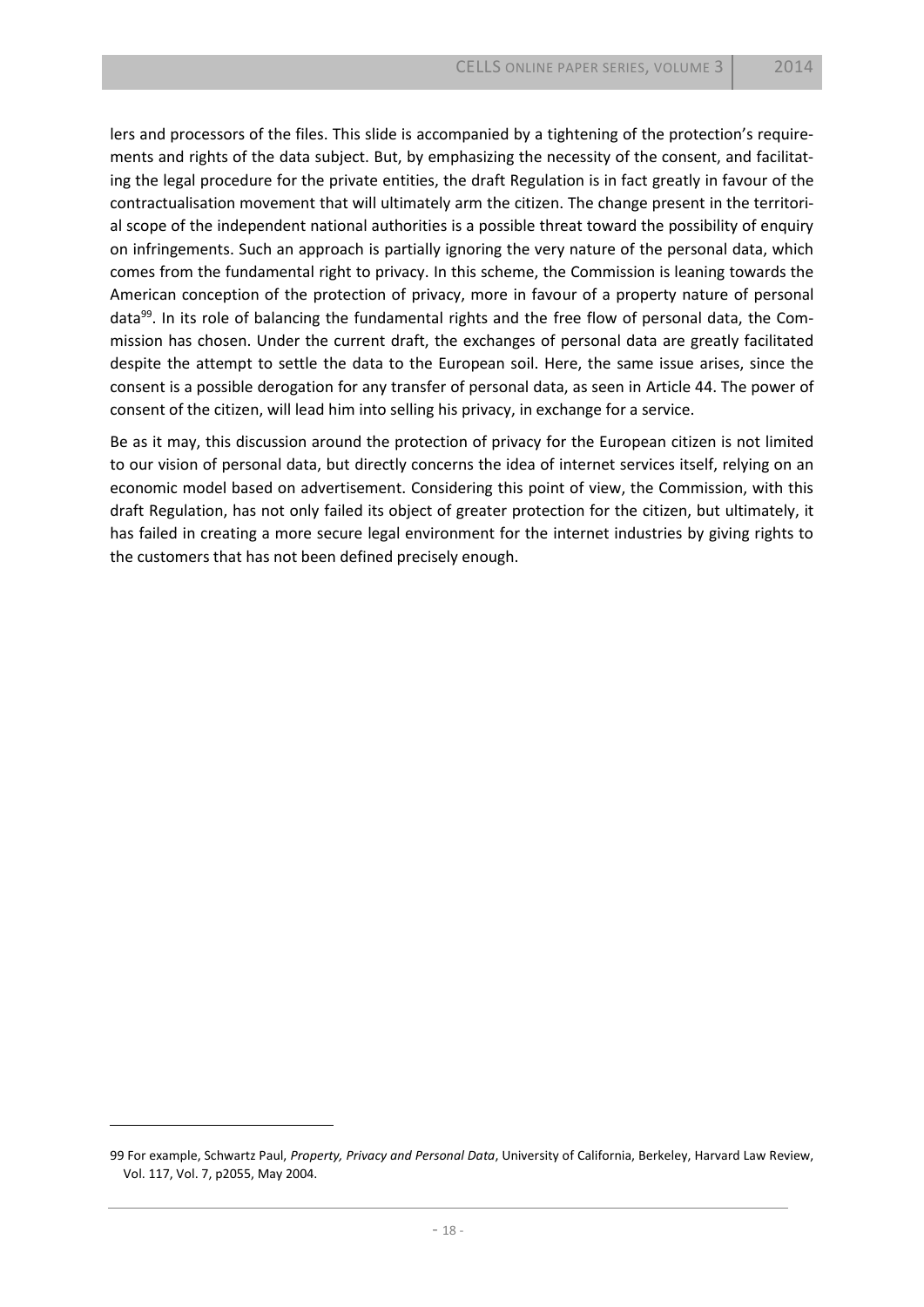lers and processors of the files. This slide is accompanied by a tightening of the protection's requirements and rights of the data subject. But, by emphasizing the necessity of the consent, and facilitating the legal procedure for the private entities, the draft Regulation is in fact greatly in favour of the contractualisation movement that will ultimately arm the citizen. The change present in the territorial scope of the independent national authorities is a possible threat toward the possibility of enquiry on infringements. Such an approach is partially ignoring the very nature of the personal data, which comes from the fundamental right to privacy. In this scheme, the Commission is leaning towards the American conception of the protection of privacy, more in favour of a property nature of personal data[99]. In its role of balancing the fundamental rights and the free flow of personal data, the Commission has chosen. Under the current draft, the exchanges of personal data are greatly facilitated despite the attempt to settle the data to the European soil. Here, the same issue arises, since the consent is a possible derogation for any transfer of personal data, as seen in Article 44. The power of consent of the citizen, will lead him into selling his privacy, in exchange for a service.

Be as it may, this discussion around the protection of privacy for the European citizen is not limited to our vision of personal data, but directly concerns the idea of internet services itself, relying on an economic model based on advertisement. Considering this point of view, the Commission, with this draft Regulation, has not only failed its object of greater protection for the citizen, but ultimately, it has failed in creating a more secure legal environment for the internet industries by giving rights to the customers that has not been defined precisely enough.

---

99 For example, Schwartz Paul, *Property, Privacy and Personal Data*, University of California, Berkeley, Harvard Law Review, Vol. 117, Vol. 7, p2055, May 2004.